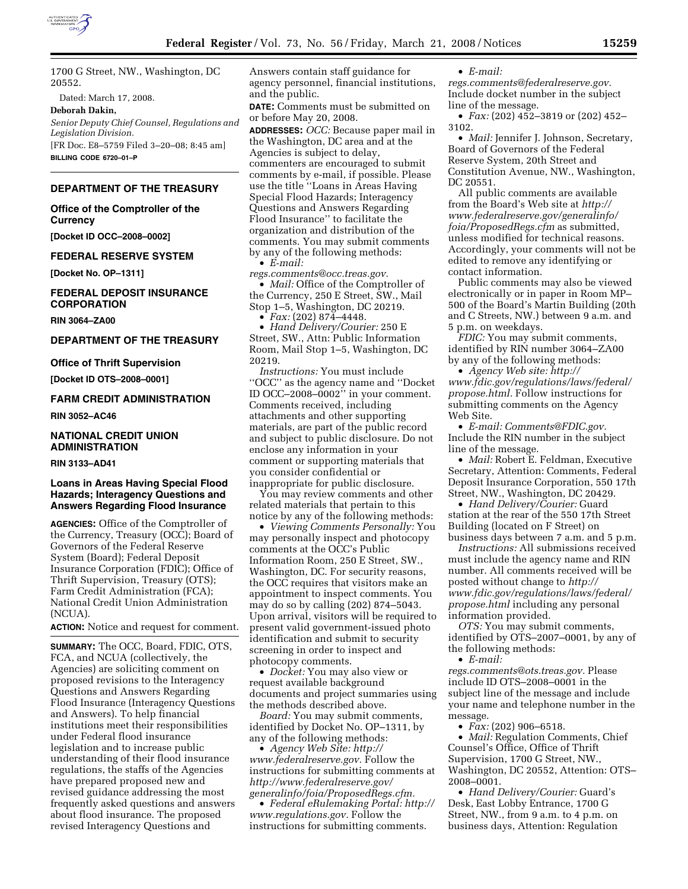1700 G Street, NW., Washington, DC 20552.

Dated: March 17, 2008.

**Deborah Dakin,**

*Senior Deputy Chief Counsel, Regulations and Legislation Division.*

[FR Doc. E8–5759 Filed 3–20–08; 8:45 am]

**BILLING CODE 6720–01–P**

---

## DEPARTMENT OF THE TREASURY

### Office of the Comptroller of the Currency

**[Docket ID OCC–2008–0002]**

## FEDERAL RESERVE SYSTEM

**[Docket No. OP–1311]**

## FEDERAL DEPOSIT INSURANCE CORPORATION

**RIN 3064–ZA00**

## DEPARTMENT OF THE TREASURY

### Office of Thrift Supervision

**[Docket ID OTS–2008–0001]**

## FARM CREDIT ADMINISTRATION

**RIN 3052–AC46**

## NATIONAL CREDIT UNION ADMINISTRATION

**RIN 3133–AD41**

### Loans in Areas Having Special Flood Hazards; Interagency Questions and Answers Regarding Flood Insurance

**AGENCIES:** Office of the Comptroller of the Currency, Treasury (OCC); Board of Governors of the Federal Reserve System (Board); Federal Deposit Insurance Corporation (FDIC); Office of Thrift Supervision, Treasury (OTS); Farm Credit Administration (FCA); National Credit Union Administration (NCUA).

**ACTION:** Notice and request for comment.

**SUMMARY:** The OCC, Board, FDIC, OTS, FCA, and NCUA (collectively, the Agencies) are soliciting comment on proposed revisions to the Interagency Questions and Answers Regarding Flood Insurance (Interagency Questions and Answers). To help financial institutions meet their responsibilities under Federal flood insurance legislation and to increase public understanding of their flood insurance regulations, the staffs of the Agencies have prepared proposed new and revised guidance addressing the most frequently asked questions and answers about flood insurance. The proposed revised Interagency Questions and Answers contain staff guidance for agency personnel, financial institutions, and the public.

**DATE:** Comments must be submitted on or before May 20, 2008.

**ADDRESSES:** *OCC:* Because paper mail in the Washington, DC area and at the Agencies is subject to delay, commenters are encouraged to submit comments by e-mail, if possible. Please use the title ''Loans in Areas Having Special Flood Hazards; Interagency Questions and Answers Regarding Flood Insurance'' to facilitate the organization and distribution of the comments. You may submit comments by any of the following methods:

- *E-mail: regs.comments@occ.treas.gov.*
- *Mail:* Office of the Comptroller of the Currency, 250 E Street, SW., Mail Stop 1–5, Washington, DC 20219.
- *Fax:* (202) 874–4448.
- *Hand Delivery/Courier:* 250 E Street, SW., Attn: Public Information Room, Mail Stop 1–5, Washington, DC 20219.

*Instructions:* You must include ''OCC'' as the agency name and ''Docket ID OCC–2008–0002'' in your comment. Comments received, including attachments and other supporting materials, are part of the public record and subject to public disclosure. Do not enclose any information in your comment or supporting materials that you consider confidential or inappropriate for public disclosure.

You may review comments and other related materials that pertain to this notice by any of the following methods:

- *Viewing Comments Personally:* You may personally inspect and photocopy comments at the OCC's Public Information Room, 250 E Street, SW., Washington, DC. For security reasons, the OCC requires that visitors make an appointment to inspect comments. You may do so by calling (202) 874–5043. Upon arrival, visitors will be required to present valid government-issued photo identification and submit to security screening in order to inspect and photocopy comments.
- *Docket:* You may also view or request available background documents and project summaries using the methods described above.

*Board:* You may submit comments, identified by Docket No. OP–1311, by any of the following methods:

- *Agency Web Site: http://www.federalreserve.gov.* Follow the instructions for submitting comments at *http://www.federalreserve.gov/generalinfo/foia/ProposedRegs.cfm.*
- *Federal eRulemaking Portal: http://www.regulations.gov.* Follow the instructions for submitting comments.
- *E-mail: regs.comments@federalreserve.gov.* Include docket number in the subject line of the message.
- *Fax:* (202) 452–3819 or (202) 452–3102.
- *Mail:* Jennifer J. Johnson, Secretary, Board of Governors of the Federal Reserve System, 20th Street and Constitution Avenue, NW., Washington, DC 20551.

All public comments are available from the Board's Web site at *http://www.federalreserve.gov/generalinfo/foia/ProposedRegs.cfm* as submitted, unless modified for technical reasons. Accordingly, your comments will not be edited to remove any identifying or contact information.

Public comments may also be viewed electronically or in paper in Room MP–500 of the Board's Martin Building (20th and C Streets, NW.) between 9 a.m. and 5 p.m. on weekdays.

*FDIC:* You may submit comments, identified by RIN number 3064–ZA00 by any of the following methods:

- *Agency Web site: http://www.fdic.gov/regulations/laws/federal/propose.html.* Follow instructions for submitting comments on the Agency Web Site.
- *E-mail: Comments@FDIC.gov.* Include the RIN number in the subject line of the message.
- *Mail:* Robert E. Feldman, Executive Secretary, Attention: Comments, Federal Deposit Insurance Corporation, 550 17th Street, NW., Washington, DC 20429.
- *Hand Delivery/Courier:* Guard station at the rear of the 550 17th Street Building (located on F Street) on business days between 7 a.m. and 5 p.m.

*Instructions:* All submissions received must include the agency name and RIN number. All comments received will be posted without change to *http://www.fdic.gov/regulations/laws/federal/propose.html* including any personal information provided.

*OTS:* You may submit comments, identified by OTS–2007–0001, by any of the following methods:

- *E-mail: regs.comments@ots.treas.gov.* Please include ID OTS–2008–0001 in the subject line of the message and include your name and telephone number in the message.
- *Fax:* (202) 906–6518.
- *Mail:* Regulation Comments, Chief Counsel's Office, Office of Thrift Supervision, 1700 G Street, NW., Washington, DC 20552, Attention: OTS–2008–0001.
- *Hand Delivery/Courier:* Guard's Desk, East Lobby Entrance, 1700 G Street, NW., from 9 a.m. to 4 p.m. on business days, Attention: Regulation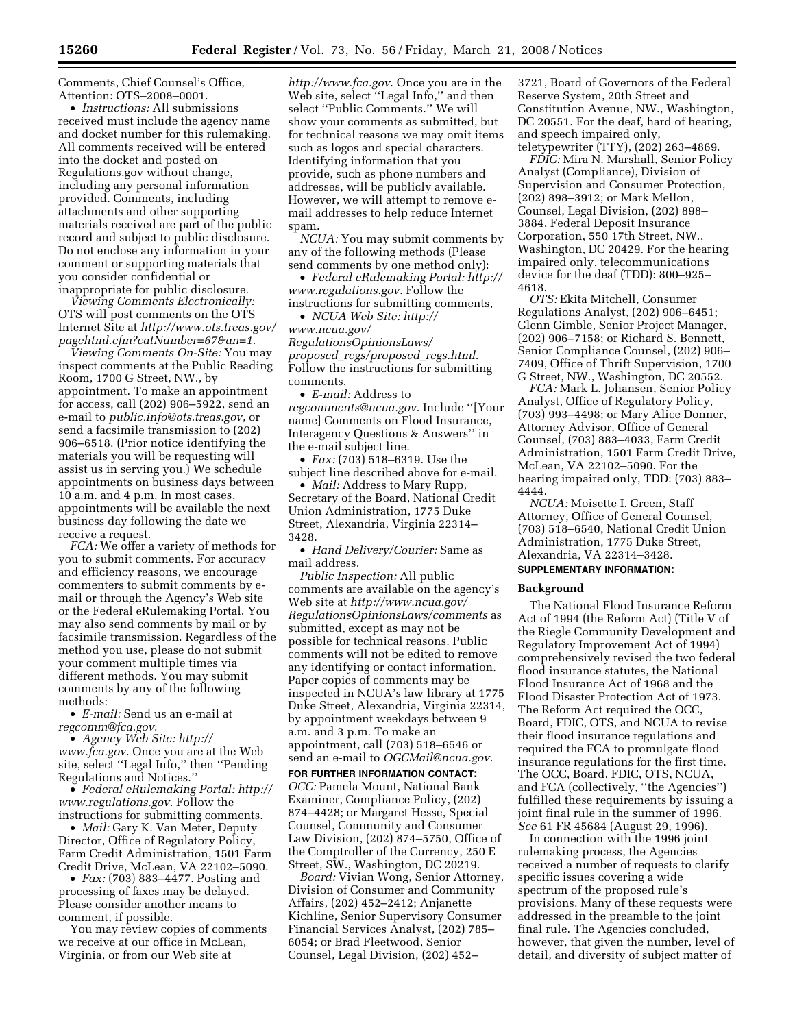Comments, Chief Counsel's Office, Attention: OTS–2008–0001.

- *Instructions:* All submissions received must include the agency name and docket number for this rulemaking. All comments received will be entered into the docket and posted on Regulations.gov without change, including any personal information provided. Comments, including attachments and other supporting materials received are part of the public record and subject to public disclosure. Do not enclose any information in your comment or supporting materials that you consider confidential or inappropriate for public disclosure.

*Viewing Comments Electronically:* OTS will post comments on the OTS Internet Site at *http://www.ots.treas.gov/pagehtml.cfm?catNumber=67&an=1*.

*Viewing Comments On-Site:* You may inspect comments at the Public Reading Room, 1700 G Street, NW., by appointment. To make an appointment for access, call (202) 906–5922, send an e-mail to *public.info@ots.treas.gov*, or send a facsimile transmission to (202) 906–6518. (Prior notice identifying the materials you will be requesting will assist us in serving you.) We schedule appointments on business days between 10 a.m. and 4 p.m. In most cases, appointments will be available the next business day following the date we receive a request.

*FCA:* We offer a variety of methods for you to submit comments. For accuracy and efficiency reasons, we encourage commenters to submit comments by e-mail or through the Agency's Web site or the Federal eRulemaking Portal. You may also send comments by mail or by facsimile transmission. Regardless of the method you use, please do not submit your comment multiple times via different methods. You may submit comments by any of the following methods:

- *E-mail:* Send us an e-mail at *regcomm@fca.gov*.
- *Agency Web Site: http://www.fca.gov*. Once you are at the Web site, select ''Legal Info,'' then ''Pending Regulations and Notices.''
- *Federal eRulemaking Portal: http://www.regulations.gov*. Follow the instructions for submitting comments.
- *Mail:* Gary K. Van Meter, Deputy Director, Office of Regulatory Policy, Farm Credit Administration, 1501 Farm Credit Drive, McLean, VA 22102–5090.
- *Fax:* (703) 883–4477. Posting and processing of faxes may be delayed. Please consider another means to comment, if possible.

You may review copies of comments we receive at our office in McLean, Virginia, or from our Web site at *http://www.fca.gov*. Once you are in the Web site, select ''Legal Info,'' and then select ''Public Comments.'' We will show your comments as submitted, but for technical reasons we may omit items such as logos and special characters. Identifying information that you provide, such as phone numbers and addresses, will be publicly available. However, we will attempt to remove e-mail addresses to help reduce Internet spam.

*NCUA:* You may submit comments by any of the following methods (Please send comments by one method only):

- *Federal eRulemaking Portal: http://www.regulations.gov*. Follow the instructions for submitting comments,
- *NCUA Web Site: http://www.ncua.gov/RegulationsOpinionsLaws/proposed_regs/proposed_regs.html*. Follow the instructions for submitting comments.
- *E-mail:* Address to *regcomments@ncua.gov*. Include ''[Your name] Comments on Flood Insurance, Interagency Questions & Answers'' in the e-mail subject line.
- *Fax:* (703) 518–6319. Use the subject line described above for e-mail.
- *Mail:* Address to Mary Rupp, Secretary of the Board, National Credit Union Administration, 1775 Duke Street, Alexandria, Virginia 22314–3428.
- *Hand Delivery/Courier:* Same as mail address.

*Public Inspection:* All public comments are available on the agency's Web site at *http://www.ncua.gov/RegulationsOpinionsLaws/comments* as submitted, except as may not be possible for technical reasons. Public comments will not be edited to remove any identifying or contact information. Paper copies of comments may be inspected in NCUA's law library at 1775 Duke Street, Alexandria, Virginia 22314, by appointment weekdays between 9 a.m. and 3 p.m. To make an appointment, call (703) 518–6546 or send an e-mail to *OGCMail@ncua.gov*.

**FOR FURTHER INFORMATION CONTACT:**

*OCC:* Pamela Mount, National Bank Examiner, Compliance Policy, (202) 874–4428; or Margaret Hesse, Special Counsel, Community and Consumer Law Division, (202) 874–5750, Office of the Comptroller of the Currency, 250 E Street, SW., Washington, DC 20219.

*Board:* Vivian Wong, Senior Attorney, Division of Consumer and Community Affairs, (202) 452–2412; Anjanette Kichline, Senior Supervisory Consumer Financial Services Analyst, (202) 785–6054; or Brad Fleetwood, Senior Counsel, Legal Division, (202) 452–3721, Board of Governors of the Federal Reserve System, 20th Street and Constitution Avenue, NW., Washington, DC 20551. For the deaf, hard of hearing, and speech impaired only, teletypewriter (TTY), (202) 263–4869.

*FDIC:* Mira N. Marshall, Senior Policy Analyst (Compliance), Division of Supervision and Consumer Protection, (202) 898–3912; or Mark Mellon, Counsel, Legal Division, (202) 898–3884, Federal Deposit Insurance Corporation, 550 17th Street, NW., Washington, DC 20429. For the hearing impaired only, telecommunications device for the deaf (TDD): 800–925–4618.

*OTS:* Ekita Mitchell, Consumer Regulations Analyst, (202) 906–6451; Glenn Gimble, Senior Project Manager, (202) 906–7158; or Richard S. Bennett, Senior Compliance Counsel, (202) 906–7409, Office of Thrift Supervision, 1700 G Street, NW., Washington, DC 20552.

*FCA:* Mark L. Johansen, Senior Policy Analyst, Office of Regulatory Policy, (703) 993–4498; or Mary Alice Donner, Attorney Advisor, Office of General Counsel, (703) 883–4033, Farm Credit Administration, 1501 Farm Credit Drive, McLean, VA 22102–5090. For the hearing impaired only, TDD: (703) 883–4444.

*NCUA:* Moisette I. Green, Staff Attorney, Office of General Counsel, (703) 518–6540, National Credit Union Administration, 1775 Duke Street, Alexandria, VA 22314–3428.

**SUPPLEMENTARY INFORMATION:**

## Background

The National Flood Insurance Reform Act of 1994 (the Reform Act) (Title V of the Riegle Community Development and Regulatory Improvement Act of 1994) comprehensively revised the two federal flood insurance statutes, the National Flood Insurance Act of 1968 and the Flood Disaster Protection Act of 1973. The Reform Act required the OCC, Board, FDIC, OTS, and NCUA to revise their flood insurance regulations and required the FCA to promulgate flood insurance regulations for the first time. The OCC, Board, FDIC, OTS, NCUA, and FCA (collectively, ''the Agencies'') fulfilled these requirements by issuing a joint final rule in the summer of 1996. *See* 61 FR 45684 (August 29, 1996).

In connection with the 1996 joint rulemaking process, the Agencies received a number of requests to clarify specific issues covering a wide spectrum of the proposed rule's provisions. Many of these requests were addressed in the preamble to the joint final rule. The Agencies concluded, however, that given the number, level of detail, and diversity of subject matter of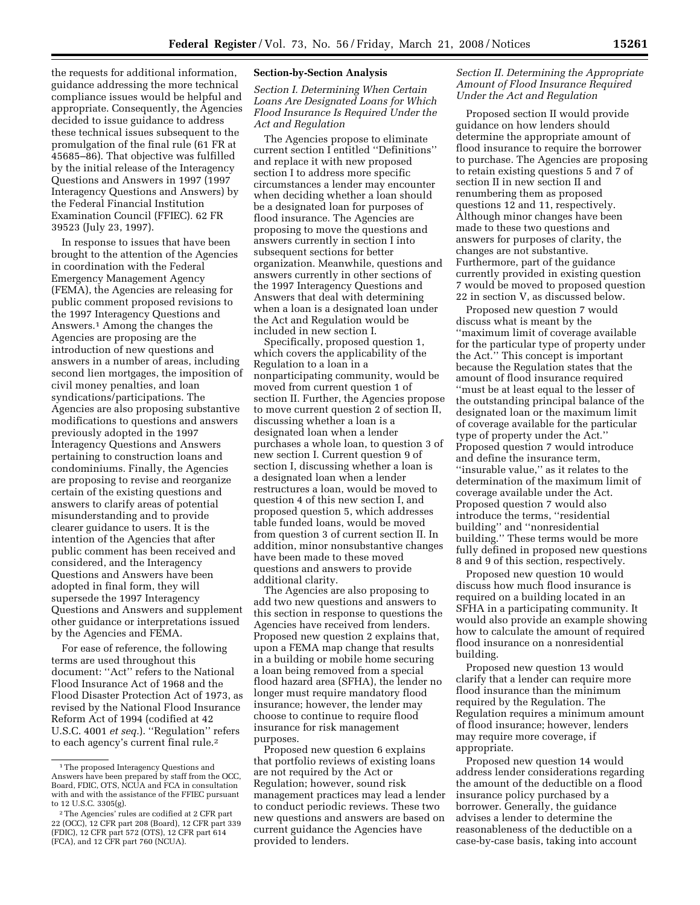the requests for additional information, guidance addressing the more technical compliance issues would be helpful and appropriate. Consequently, the Agencies decided to issue guidance to address these technical issues subsequent to the promulgation of the final rule (61 FR at 45685–86). That objective was fulfilled by the initial release of the Interagency Questions and Answers in 1997 (1997 Interagency Questions and Answers) by the Federal Financial Institution Examination Council (FFIEC). 62 FR 39523 (July 23, 1997).

In response to issues that have been brought to the attention of the Agencies in coordination with the Federal Emergency Management Agency (FEMA), the Agencies are releasing for public comment proposed revisions to the 1997 Interagency Questions and Answers.[1] Among the changes the Agencies are proposing are the introduction of new questions and answers in a number of areas, including second lien mortgages, the imposition of civil money penalties, and loan syndications/participations. The Agencies are also proposing substantive modifications to questions and answers previously adopted in the 1997 Interagency Questions and Answers pertaining to construction loans and condominiums. Finally, the Agencies are proposing to revise and reorganize certain of the existing questions and answers to clarify areas of potential misunderstanding and to provide clearer guidance to users. It is the intention of the Agencies that after public comment has been received and considered, and the Interagency Questions and Answers have been adopted in final form, they will supersede the 1997 Interagency Questions and Answers and supplement other guidance or interpretations issued by the Agencies and FEMA.

For ease of reference, the following terms are used throughout this document: ''Act'' refers to the National Flood Insurance Act of 1968 and the Flood Disaster Protection Act of 1973, as revised by the National Flood Insurance Reform Act of 1994 (codified at 42 U.S.C. 4001 *et seq.*). ''Regulation'' refers to each agency's current final rule.[2]

[1] The proposed Interagency Questions and Answers have been prepared by staff from the OCC, Board, FDIC, OTS, NCUA and FCA in consultation with and with the assistance of the FFIEC pursuant to 12 U.S.C. 3305(g).

[2] The Agencies' rules are codified at 2 CFR part 22 (OCC), 12 CFR part 208 (Board), 12 CFR part 339 (FDIC), 12 CFR part 572 (OTS), 12 CFR part 614 (FCA), and 12 CFR part 760 (NCUA).

## Section-by-Section Analysis

### *Section I. Determining When Certain Loans Are Designated Loans for Which Flood Insurance Is Required Under the Act and Regulation*

The Agencies propose to eliminate current section I entitled ''Definitions'' and replace it with new proposed section I to address more specific circumstances a lender may encounter when deciding whether a loan should be a designated loan for purposes of flood insurance. The Agencies are proposing to move the questions and answers currently in section I into subsequent sections for better organization. Meanwhile, questions and answers currently in other sections of the 1997 Interagency Questions and Answers that deal with determining when a loan is a designated loan under the Act and Regulation would be included in new section I.

Specifically, proposed question 1, which covers the applicability of the Regulation to a loan in a nonparticipating community, would be moved from current question 1 of section II. Further, the Agencies propose to move current question 2 of section II, discussing whether a loan is a designated loan when a lender purchases a whole loan, to question 3 of new section I. Current question 9 of section I, discussing whether a loan is a designated loan when a lender restructures a loan, would be moved to question 4 of this new section I, and proposed question 5, which addresses table funded loans, would be moved from question 3 of current section II. In addition, minor nonsubstantive changes have been made to these moved questions and answers to provide additional clarity.

The Agencies are also proposing to add two new questions and answers to this section in response to questions the Agencies have received from lenders. Proposed new question 2 explains that, upon a FEMA map change that results in a building or mobile home securing a loan being removed from a special flood hazard area (SFHA), the lender no longer must require mandatory flood insurance; however, the lender may choose to continue to require flood insurance for risk management purposes.

Proposed new question 6 explains that portfolio reviews of existing loans are not required by the Act or Regulation; however, sound risk management practices may lead a lender to conduct periodic reviews. These two new questions and answers are based on current guidance the Agencies have provided to lenders.

### *Section II. Determining the Appropriate Amount of Flood Insurance Required Under the Act and Regulation*

Proposed section II would provide guidance on how lenders should determine the appropriate amount of flood insurance to require the borrower to purchase. The Agencies are proposing to retain existing questions 5 and 7 of section II in new section II and renumbering them as proposed questions 12 and 11, respectively. Although minor changes have been made to these two questions and answers for purposes of clarity, the changes are not substantive. Furthermore, part of the guidance currently provided in existing question 7 would be moved to proposed question 22 in section V, as discussed below.

Proposed new question 7 would discuss what is meant by the ''maximum limit of coverage available for the particular type of property under the Act.'' This concept is important because the Regulation states that the amount of flood insurance required ''must be at least equal to the lesser of the outstanding principal balance of the designated loan or the maximum limit of coverage available for the particular type of property under the Act.'' Proposed question 7 would introduce and define the insurance term, ''insurable value,'' as it relates to the determination of the maximum limit of coverage available under the Act. Proposed question 7 would also introduce the terms, ''residential building'' and ''nonresidential building.'' These terms would be more fully defined in proposed new questions 8 and 9 of this section, respectively.

Proposed new question 10 would discuss how much flood insurance is required on a building located in an SFHA in a participating community. It would also provide an example showing how to calculate the amount of required flood insurance on a nonresidential building.

Proposed new question 13 would clarify that a lender can require more flood insurance than the minimum required by the Regulation. The Regulation requires a minimum amount of flood insurance; however, lenders may require more coverage, if appropriate.

Proposed new question 14 would address lender considerations regarding the amount of the deductible on a flood insurance policy purchased by a borrower. Generally, the guidance advises a lender to determine the reasonableness of the deductible on a case-by-case basis, taking into account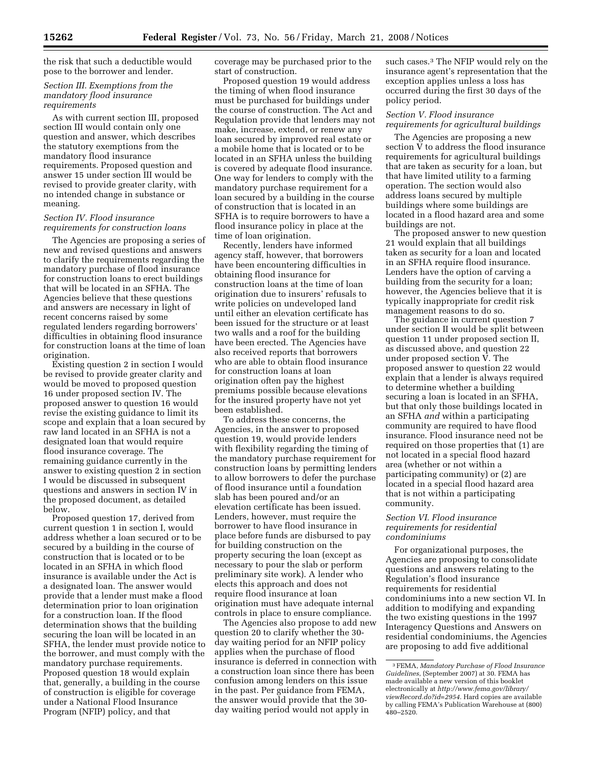the risk that such a deductible would pose to the borrower and lender.

*Section III. Exemptions from the mandatory flood insurance requirements*

As with current section III, proposed section III would contain only one question and answer, which describes the statutory exemptions from the mandatory flood insurance requirements. Proposed question and answer 15 under section III would be revised to provide greater clarity, with no intended change in substance or meaning.

*Section IV. Flood insurance requirements for construction loans*

The Agencies are proposing a series of new and revised questions and answers to clarify the requirements regarding the mandatory purchase of flood insurance for construction loans to erect buildings that will be located in an SFHA. The Agencies believe that these questions and answers are necessary in light of recent concerns raised by some regulated lenders regarding borrowers' difficulties in obtaining flood insurance for construction loans at the time of loan origination.

Existing question 2 in section I would be revised to provide greater clarity and would be moved to proposed question 16 under proposed section IV. The proposed answer to question 16 would revise the existing guidance to limit its scope and explain that a loan secured by raw land located in an SFHA is not a designated loan that would require flood insurance coverage. The remaining guidance currently in the answer to existing question 2 in section I would be discussed in subsequent questions and answers in section IV in the proposed document, as detailed below.

Proposed question 17, derived from current question 1 in section I, would address whether a loan secured or to be secured by a building in the course of construction that is located or to be located in an SFHA in which flood insurance is available under the Act is a designated loan. The answer would provide that a lender must make a flood determination prior to loan origination for a construction loan. If the flood determination shows that the building securing the loan will be located in an SFHA, the lender must provide notice to the borrower, and must comply with the mandatory purchase requirements. Proposed question 18 would explain that, generally, a building in the course of construction is eligible for coverage under a National Flood Insurance Program (NFIP) policy, and that coverage may be purchased prior to the start of construction.

Proposed question 19 would address the timing of when flood insurance must be purchased for buildings under the course of construction. The Act and Regulation provide that lenders may not make, increase, extend, or renew any loan secured by improved real estate or a mobile home that is located or to be located in an SFHA unless the building is covered by adequate flood insurance. One way for lenders to comply with the mandatory purchase requirement for a loan secured by a building in the course of construction that is located in an SFHA is to require borrowers to have a flood insurance policy in place at the time of loan origination.

Recently, lenders have informed agency staff, however, that borrowers have been encountering difficulties in obtaining flood insurance for construction loans at the time of loan origination due to insurers' refusals to write policies on undeveloped land until either an elevation certificate has been issued for the structure or at least two walls and a roof for the building have been erected. The Agencies have also received reports that borrowers who are able to obtain flood insurance for construction loans at loan origination often pay the highest premiums possible because elevations for the insured property have not yet been established.

To address these concerns, the Agencies, in the answer to proposed question 19, would provide lenders with flexibility regarding the timing of the mandatory purchase requirement for construction loans by permitting lenders to allow borrowers to defer the purchase of flood insurance until a foundation slab has been poured and/or an elevation certificate has been issued. Lenders, however, must require the borrower to have flood insurance in place before funds are disbursed to pay for building construction on the property securing the loan (except as necessary to pour the slab or perform preliminary site work). A lender who elects this approach and does not require flood insurance at loan origination must have adequate internal controls in place to ensure compliance.

The Agencies also propose to add new question 20 to clarify whether the 30-day waiting period for an NFIP policy applies when the purchase of flood insurance is deferred in connection with a construction loan since there has been confusion among lenders on this issue in the past. Per guidance from FEMA, the answer would provide that the 30-day waiting period would not apply in such cases.[3] The NFIP would rely on the insurance agent's representation that the exception applies unless a loss has occurred during the first 30 days of the policy period.

*Section V. Flood insurance requirements for agricultural buildings*

The Agencies are proposing a new section V to address the flood insurance requirements for agricultural buildings that are taken as security for a loan, but that have limited utility to a farming operation. The section would also address loans secured by multiple buildings where some buildings are located in a flood hazard area and some buildings are not.

The proposed answer to new question 21 would explain that all buildings taken as security for a loan and located in an SFHA require flood insurance. Lenders have the option of carving a building from the security for a loan; however, the Agencies believe that it is typically inappropriate for credit risk management reasons to do so.

The guidance in current question 7 under section II would be split between question 11 under proposed section II, as discussed above, and question 22 under proposed section V. The proposed answer to question 22 would explain that a lender is always required to determine whether a building securing a loan is located in an SFHA, but that only those buildings located in an SFHA *and* within a participating community are required to have flood insurance. Flood insurance need not be required on those properties that (1) are not located in a special flood hazard area (whether or not within a participating community) or (2) are located in a special flood hazard area that is not within a participating community.

*Section VI. Flood insurance requirements for residential condominiums*

For organizational purposes, the Agencies are proposing to consolidate questions and answers relating to the Regulation's flood insurance requirements for residential condominiums into a new section VI. In addition to modifying and expanding the two existing questions in the 1997 Interagency Questions and Answers on residential condominiums, the Agencies are proposing to add five additional

[3] FEMA, *Mandatory Purchase of Flood Insurance Guidelines*, (September 2007) at 30. FEMA has made available a new version of this booklet electronically at *http://www.fema.gov/library/viewRecord.do?id=2954*. Hard copies are available by calling FEMA's Publication Warehouse at (800) 480–2520.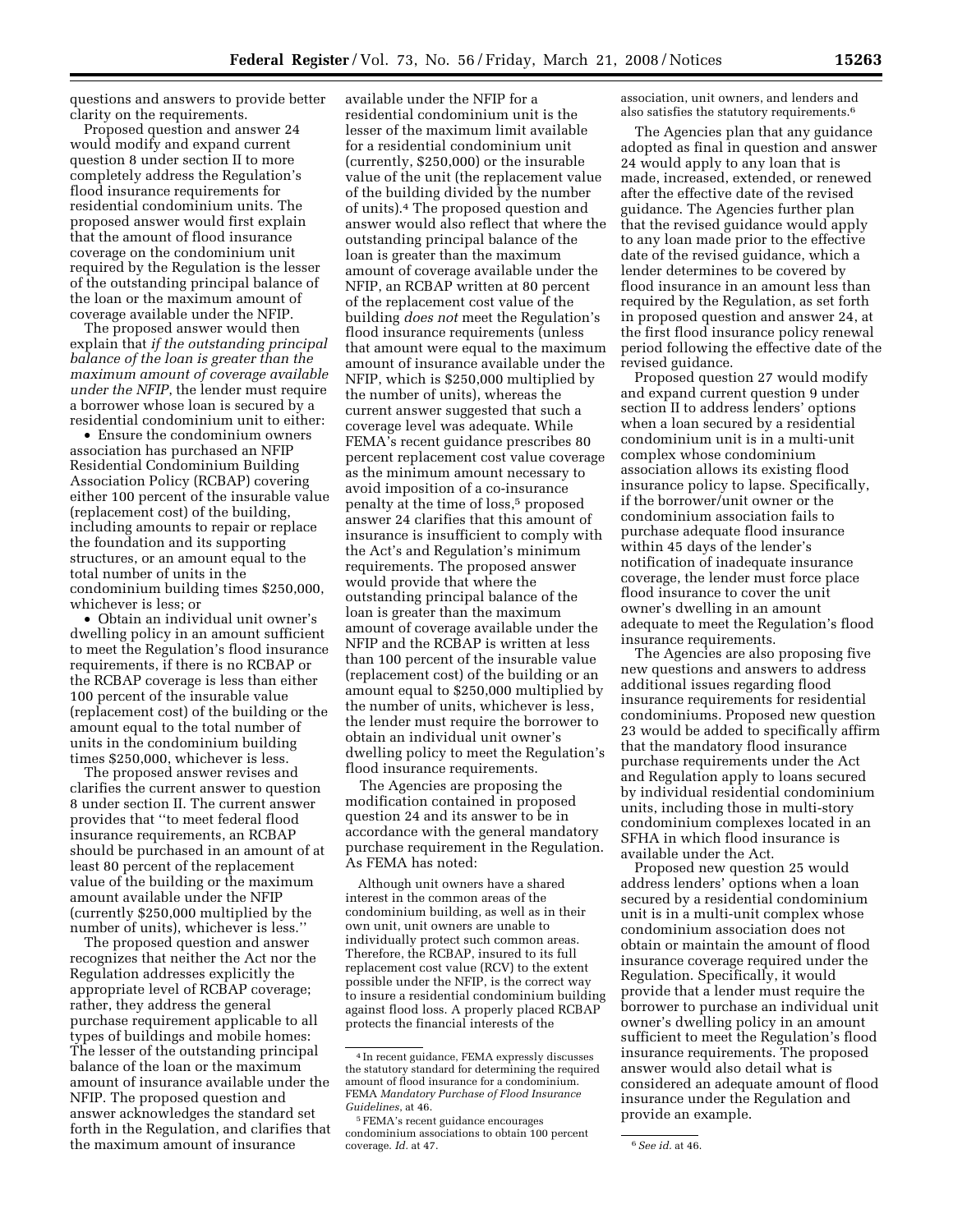questions and answers to provide better clarity on the requirements.

Proposed question and answer 24 would modify and expand current question 8 under section II to more completely address the Regulation's flood insurance requirements for residential condominium units. The proposed answer would first explain that the amount of flood insurance coverage on the condominium unit required by the Regulation is the lesser of the outstanding principal balance of the loan or the maximum amount of coverage available under the NFIP.

The proposed answer would then explain that *if the outstanding principal balance of the loan is greater than the maximum amount of coverage available under the NFIP*, the lender must require a borrower whose loan is secured by a residential condominium unit to either:

- Ensure the condominium owners association has purchased an NFIP Residential Condominium Building Association Policy (RCBAP) covering either 100 percent of the insurable value (replacement cost) of the building, including amounts to repair or replace the foundation and its supporting structures, or an amount equal to the total number of units in the condominium building times $250,000, whichever is less; or
- Obtain an individual unit owner's dwelling policy in an amount sufficient to meet the Regulation's flood insurance requirements, if there is no RCBAP or the RCBAP coverage is less than either 100 percent of the insurable value (replacement cost) of the building or the amount equal to the total number of units in the condominium building times $250,000, whichever is less.

The proposed answer revises and clarifies the current answer to question 8 under section II. The current answer provides that "to meet federal flood insurance requirements, an RCBAP should be purchased in an amount of at least 80 percent of the replacement value of the building or the maximum amount available under the NFIP (currently $250,000 multiplied by the number of units), whichever is less."

The proposed question and answer recognizes that neither the Act nor the Regulation addresses explicitly the appropriate level of RCBAP coverage; rather, they address the general purchase requirement applicable to all types of buildings and mobile homes: The lesser of the outstanding principal balance of the loan or the maximum amount of insurance available under the NFIP. The proposed question and answer acknowledges the standard set forth in the Regulation, and clarifies that the maximum amount of insurance available under the NFIP for a residential condominium unit is the lesser of the maximum limit available for a residential condominium unit (currently, $250,000) or the insurable value of the unit (the replacement value of the building divided by the number of units).[4] The proposed question and answer would also reflect that where the outstanding principal balance of the loan is greater than the maximum amount of coverage available under the NFIP, an RCBAP written at 80 percent of the replacement cost value of the building *does not* meet the Regulation's flood insurance requirements (unless that amount were equal to the maximum amount of insurance available under the NFIP, which is $250,000 multiplied by the number of units), whereas the current answer suggested that such a coverage level was adequate. While FEMA's recent guidance prescribes 80 percent replacement cost value coverage as the minimum amount necessary to avoid imposition of a co-insurance penalty at the time of loss,[5] proposed answer 24 clarifies that this amount of insurance is insufficient to comply with the Act's and Regulation's minimum requirements. The proposed answer would provide that where the outstanding principal balance of the loan is greater than the maximum amount of coverage available under the NFIP and the RCBAP is written at less than 100 percent of the insurable value (replacement cost) of the building or an amount equal to $250,000 multiplied by the number of units, whichever is less, the lender must require the borrower to obtain an individual unit owner's dwelling policy to meet the Regulation's flood insurance requirements.

The Agencies are proposing the modification contained in proposed question 24 and its answer to be in accordance with the general mandatory purchase requirement in the Regulation. As FEMA has noted:

> Although unit owners have a shared interest in the common areas of the condominium building, as well as in their own unit, unit owners are unable to individually protect such common areas. Therefore, the RCBAP, insured to its full replacement cost value (RCV) to the extent possible under the NFIP, is the correct way to insure a residential condominium building against flood loss. A properly placed RCBAP protects the financial interests of the association, unit owners, and lenders and also satisfies the statutory requirements.[6]

The Agencies plan that any guidance adopted as final in question and answer 24 would apply to any loan that is made, increased, extended, or renewed after the effective date of the revised guidance. The Agencies further plan that the revised guidance would apply to any loan made prior to the effective date of the revised guidance, which a lender determines to be covered by flood insurance in an amount less than required by the Regulation, as set forth in proposed question and answer 24, at the first flood insurance policy renewal period following the effective date of the revised guidance.

Proposed question 27 would modify and expand current question 9 under section II to address lenders' options when a loan secured by a residential condominium unit is in a multi-unit complex whose condominium association allows its existing flood insurance policy to lapse. Specifically, if the borrower/unit owner or the condominium association fails to purchase adequate flood insurance within 45 days of the lender's notification of inadequate insurance coverage, the lender must force place flood insurance to cover the unit owner's dwelling in an amount adequate to meet the Regulation's flood insurance requirements.

The Agencies are also proposing five new questions and answers to address additional issues regarding flood insurance requirements for residential condominiums. Proposed new question 23 would be added to specifically affirm that the mandatory flood insurance purchase requirements under the Act and Regulation apply to loans secured by individual residential condominium units, including those in multi-story condominium complexes located in an SFHA in which flood insurance is available under the Act.

Proposed new question 25 would address lenders' options when a loan secured by a residential condominium unit is in a multi-unit complex whose condominium association does not obtain or maintain the amount of flood insurance coverage required under the Regulation. Specifically, it would provide that a lender must require the borrower to purchase an individual unit owner's dwelling policy in an amount sufficient to meet the Regulation's flood insurance requirements. The proposed answer would also detail what is considered an adequate amount of flood insurance under the Regulation and provide an example.

---

[4] In recent guidance, FEMA expressly discusses the statutory standard for determining the required amount of flood insurance for a condominium. FEMA *Mandatory Purchase of Flood Insurance Guidelines*, at 46.

[5] FEMA's recent guidance encourages condominium associations to obtain 100 percent coverage. *Id.* at 47.

[6] *See id.* at 46.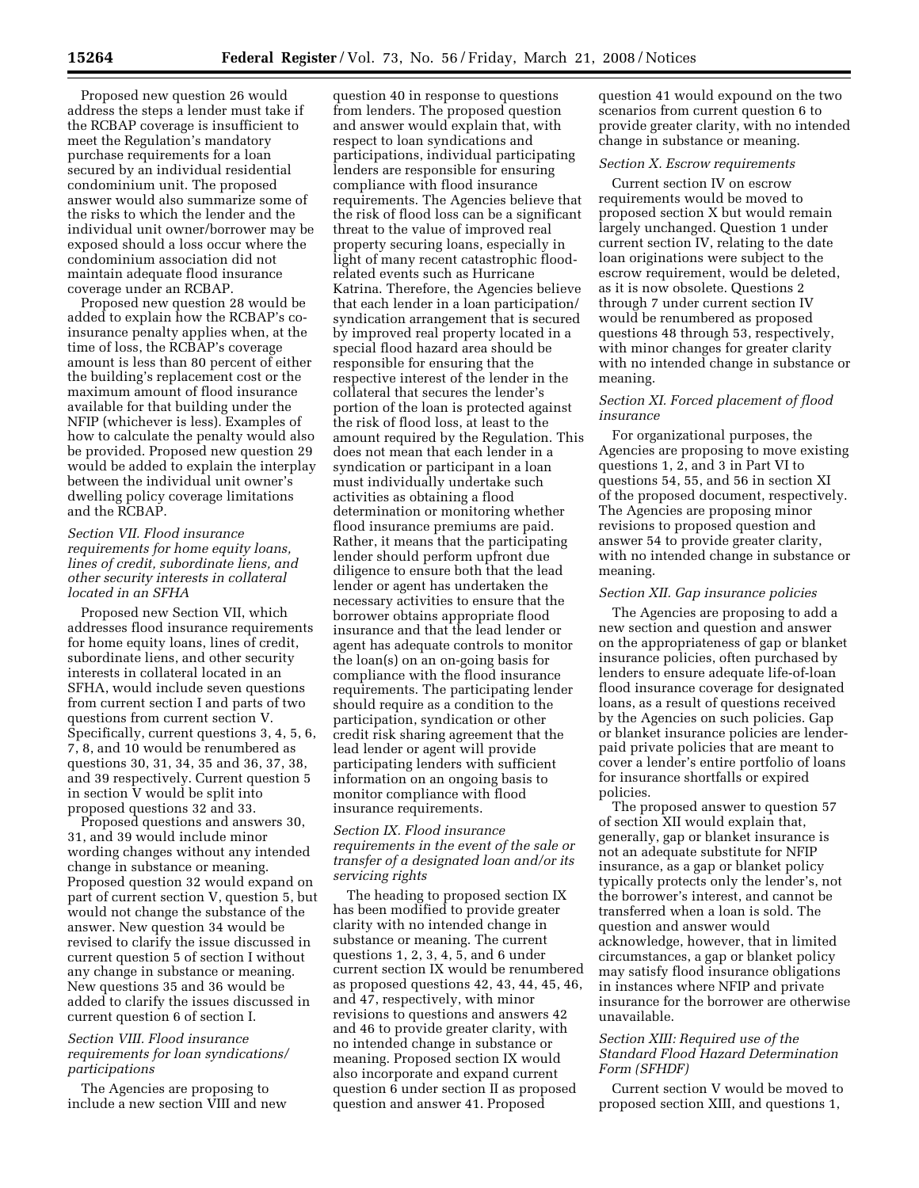Proposed new question 26 would address the steps a lender must take if the RCBAP coverage is insufficient to meet the Regulation's mandatory purchase requirements for a loan secured by an individual residential condominium unit. The proposed answer would also summarize some of the risks to which the lender and the individual unit owner/borrower may be exposed should a loss occur where the condominium association did not maintain adequate flood insurance coverage under an RCBAP.

Proposed new question 28 would be added to explain how the RCBAP's co-insurance penalty applies when, at the time of loss, the RCBAP's coverage amount is less than 80 percent of either the building's replacement cost or the maximum amount of flood insurance available for that building under the NFIP (whichever is less). Examples of how to calculate the penalty would also be provided. Proposed new question 29 would be added to explain the interplay between the individual unit owner's dwelling policy coverage limitations and the RCBAP.

*Section VII. Flood insurance requirements for home equity loans, lines of credit, subordinate liens, and other security interests in collateral located in an SFHA*

Proposed new Section VII, which addresses flood insurance requirements for home equity loans, lines of credit, subordinate liens, and other security interests in collateral located in an SFHA, would include seven questions from current section I and parts of two questions from current section V. Specifically, current questions 3, 4, 5, 6, 7, 8, and 10 would be renumbered as questions 30, 31, 34, 35 and 36, 37, 38, and 39 respectively. Current question 5 in section V would be split into proposed questions 32 and 33.

Proposed questions and answers 30, 31, and 39 would include minor wording changes without any intended change in substance or meaning. Proposed question 32 would expand on part of current section V, question 5, but would not change the substance of the answer. New question 34 would be revised to clarify the issue discussed in current question 5 of section I without any change in substance or meaning. New questions 35 and 36 would be added to clarify the issues discussed in current question 6 of section I.

*Section VIII. Flood insurance requirements for loan syndications/participations*

The Agencies are proposing to include a new section VIII and new question 40 in response to questions from lenders. The proposed question and answer would explain that, with respect to loan syndications and participations, individual participating lenders are responsible for ensuring compliance with flood insurance requirements. The Agencies believe that the risk of flood loss can be a significant threat to the value of improved real property securing loans, especially in light of many recent catastrophic flood-related events such as Hurricane Katrina. Therefore, the Agencies believe that each lender in a loan participation/syndication arrangement that is secured by improved real property located in a special flood hazard area should be responsible for ensuring that the respective interest of the lender in the collateral that secures the lender's portion of the loan is protected against the risk of flood loss, at least to the amount required by the Regulation. This does not mean that each lender in a syndication or participant in a loan must individually undertake such activities as obtaining a flood determination or monitoring whether flood insurance premiums are paid. Rather, it means that the participating lender should perform upfront due diligence to ensure both that the lead lender or agent has undertaken the necessary activities to ensure that the borrower obtains appropriate flood insurance and that the lead lender or agent has adequate controls to monitor the loan(s) on an on-going basis for compliance with the flood insurance requirements. The participating lender should require as a condition to the participation, syndication or other credit risk sharing agreement that the lead lender or agent will provide participating lenders with sufficient information on an ongoing basis to monitor compliance with flood insurance requirements.

*Section IX. Flood insurance requirements in the event of the sale or transfer of a designated loan and/or its servicing rights*

The heading to proposed section IX has been modified to provide greater clarity with no intended change in substance or meaning. The current questions 1, 2, 3, 4, 5, and 6 under current section IX would be renumbered as proposed questions 42, 43, 44, 45, 46, and 47, respectively, with minor revisions to questions and answers 42 and 46 to provide greater clarity, with no intended change in substance or meaning. Proposed section IX would also incorporate and expand current question 6 under section II as proposed question and answer 41. Proposed question 41 would expound on the two scenarios from current question 6 to provide greater clarity, with no intended change in substance or meaning.

*Section X. Escrow requirements*

Current section IV on escrow requirements would be moved to proposed section X but would remain largely unchanged. Question 1 under current section IV, relating to the date loan originations were subject to the escrow requirement, would be deleted, as it is now obsolete. Questions 2 through 7 under current section IV would be renumbered as proposed questions 48 through 53, respectively, with minor changes for greater clarity with no intended change in substance or meaning.

*Section XI. Forced placement of flood insurance*

For organizational purposes, the Agencies are proposing to move existing questions 1, 2, and 3 in Part VI to questions 54, 55, and 56 in section XI of the proposed document, respectively. The Agencies are proposing minor revisions to proposed question and answer 54 to provide greater clarity, with no intended change in substance or meaning.

*Section XII. Gap insurance policies*

The Agencies are proposing to add a new section and question and answer on the appropriateness of gap or blanket insurance policies, often purchased by lenders to ensure adequate life-of-loan flood insurance coverage for designated loans, as a result of questions received by the Agencies on such policies. Gap or blanket insurance policies are lender-paid private policies that are meant to cover a lender's entire portfolio of loans for insurance shortfalls or expired policies.

The proposed answer to question 57 of section XII would explain that, generally, gap or blanket insurance is not an adequate substitute for NFIP insurance, as a gap or blanket policy typically protects only the lender's, not the borrower's interest, and cannot be transferred when a loan is sold. The question and answer would acknowledge, however, that in limited circumstances, a gap or blanket policy may satisfy flood insurance obligations in instances where NFIP and private insurance for the borrower are otherwise unavailable.

*Section XIII: Required use of the Standard Flood Hazard Determination Form (SFHDF)*

Current section V would be moved to proposed section XIII, and questions 1,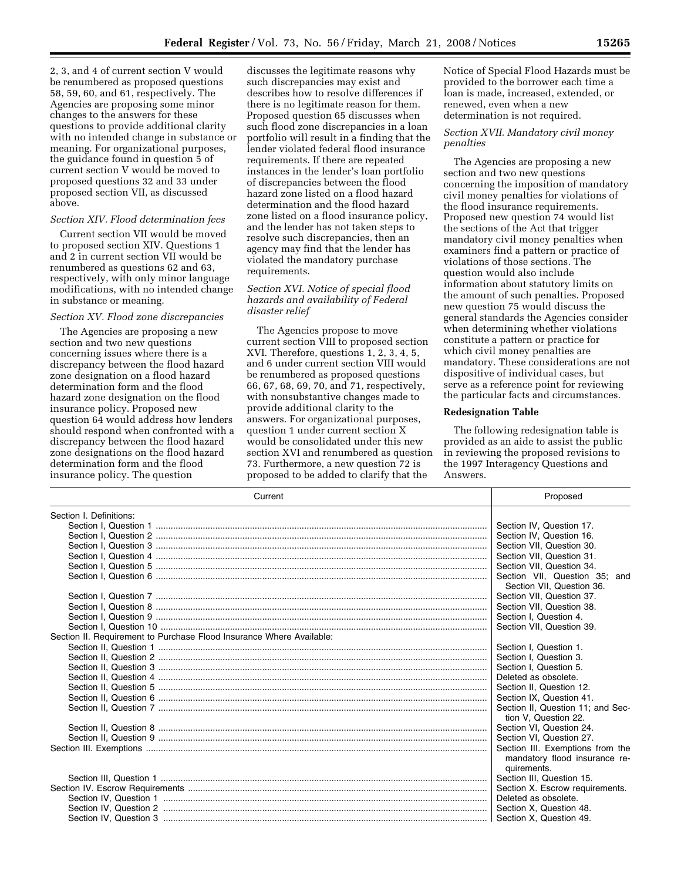2, 3, and 4 of current section V would be renumbered as proposed questions 58, 59, 60, and 61, respectively. The Agencies are proposing some minor changes to the answers for these questions to provide additional clarity with no intended change in substance or meaning. For organizational purposes, the guidance found in question 5 of current section V would be moved to proposed questions 32 and 33 under proposed section VII, as discussed above.

*Section XIV. Flood determination fees*

Current section VII would be moved to proposed section XIV. Questions 1 and 2 in current section VII would be renumbered as questions 62 and 63, respectively, with only minor language modifications, with no intended change in substance or meaning.

*Section XV. Flood zone discrepancies*

The Agencies are proposing a new section and two new questions concerning issues where there is a discrepancy between the flood hazard zone designation on a flood hazard determination form and the flood hazard zone designation on the flood insurance policy. Proposed new question 64 would address how lenders should respond when confronted with a discrepancy between the flood hazard zone designations on the flood hazard determination form and the flood insurance policy. The question discusses the legitimate reasons why such discrepancies may exist and describes how to resolve differences if there is no legitimate reason for them. Proposed question 65 discusses when such flood zone discrepancies in a loan portfolio will result in a finding that the lender violated federal flood insurance requirements. If there are repeated instances in the lender's loan portfolio of discrepancies between the flood hazard zone listed on a flood hazard determination and the flood hazard zone listed on a flood insurance policy, and the lender has not taken steps to resolve such discrepancies, then an agency may find that the lender has violated the mandatory purchase requirements.

*Section XVI. Notice of special flood hazards and availability of Federal disaster relief*

The Agencies propose to move current section VIII to proposed section XVI. Therefore, questions 1, 2, 3, 4, 5, and 6 under current section VIII would be renumbered as proposed questions 66, 67, 68, 69, 70, and 71, respectively, with nonsubstantive changes made to provide additional clarity to the answers. For organizational purposes, question 1 under current section X would be consolidated under this new section XVI and renumbered as question 73. Furthermore, a new question 72 is proposed to be added to clarify that the Notice of Special Flood Hazards must be provided to the borrower each time a loan is made, increased, extended, or renewed, even when a new determination is not required.

*Section XVII. Mandatory civil money penalties*

The Agencies are proposing a new section and two new questions concerning the imposition of mandatory civil money penalties for violations of the flood insurance requirements. Proposed new question 74 would list the sections of the Act that trigger mandatory civil money penalties when examiners find a pattern or practice of violations of those sections. The question would also include information about statutory limits on the amount of such penalties. Proposed new question 75 would discuss the general standards the Agencies consider when determining whether violations constitute a pattern or practice for which civil money penalties are mandatory. These considerations are not dispositive of individual cases, but serve as a reference point for reviewing the particular facts and circumstances.

**Redesignation Table**

The following redesignation table is provided as an aide to assist the public in reviewing the proposed revisions to the 1997 Interagency Questions and Answers.

| Current | Proposed |
|---|---|
| Section I. Definitions: | |
| Section I, Question 1 | Section IV, Question 17. |
| Section I, Question 2 | Section IV, Question 16. |
| Section I, Question 3 | Section VII, Question 30. |
| Section I, Question 4 | Section VII, Question 31. |
| Section I, Question 5 | Section VII, Question 34. |
| Section I, Question 6 | Section VII, Question 35; and Section VII, Question 36. |
| Section I, Question 7 | Section VII, Question 37. |
| Section I, Question 8 | Section VII, Question 38. |
| Section I, Question 9 | Section I, Question 4. |
| Section I, Question 10 | Section VII, Question 39. |
| Section II. Requirement to Purchase Flood Insurance Where Available: | |
| Section II, Question 1 | Section I, Question 1. |
| Section II, Question 2 | Section I, Question 3. |
| Section II, Question 3 | Section I, Question 5. |
| Section II, Question 4 | Deleted as obsolete. |
| Section II, Question 5 | Section II, Question 12. |
| Section II, Question 6 | Section IX, Question 41. |
| Section II, Question 7 | Section II, Question 11; and Section V, Question 22. |
| Section II, Question 8 | Section VI, Question 24. |
| Section II, Question 9 | Section VI, Question 27. |
| Section III. Exemptions | Section III. Exemptions from the mandatory flood insurance requirements. |
| Section III, Question 1 | Section III, Question 15. |
| Section IV. Escrow Requirements | Section X. Escrow requirements. |
| Section IV, Question 1 | Deleted as obsolete. |
| Section IV, Question 2 | Section X, Question 48. |
| Section IV, Question 3 | Section X, Question 49. |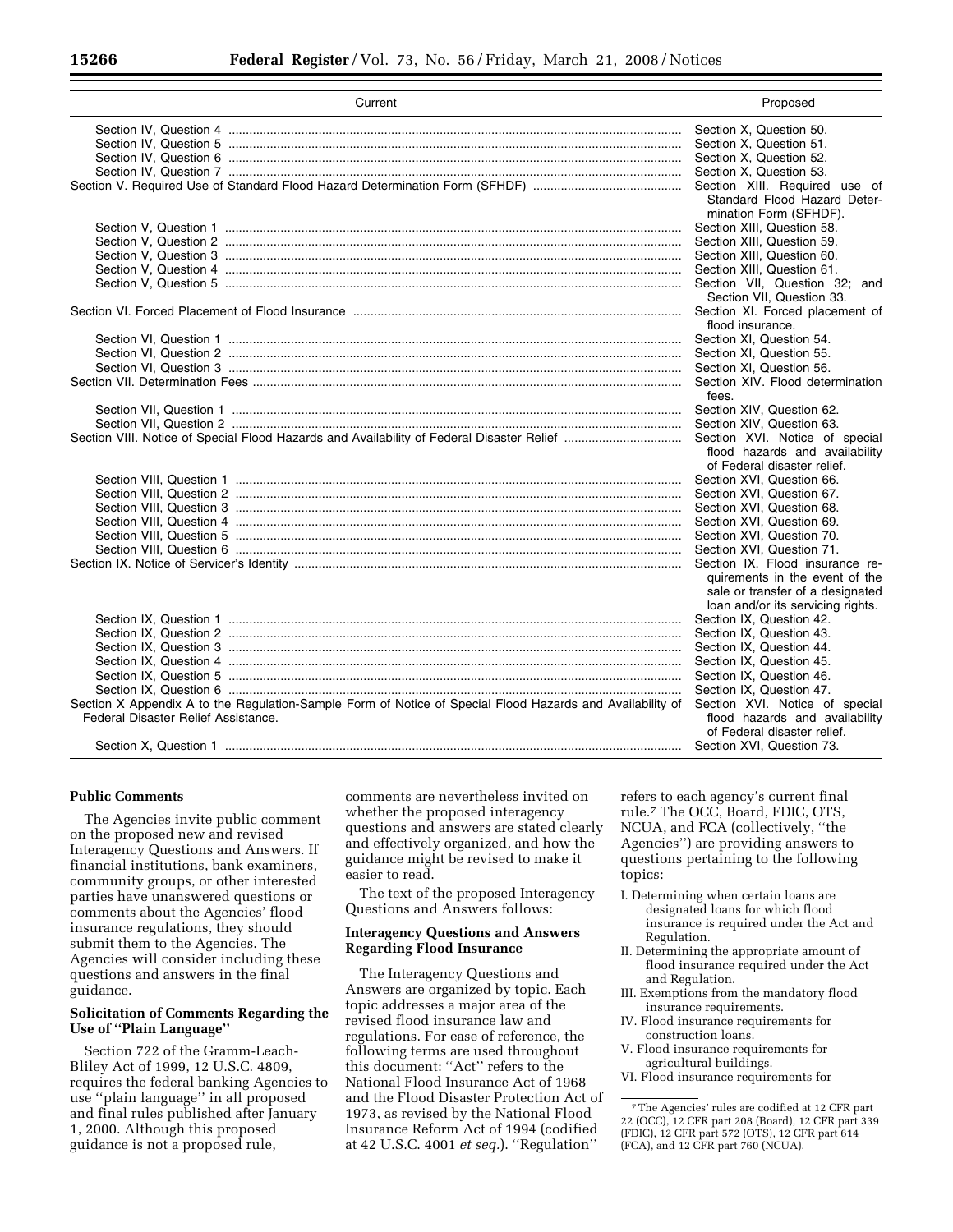| Current | Proposed |
| --- | --- |
| Section IV, Question 4 | Section X, Question 50. |
| Section IV, Question 5 | Section X, Question 51. |
| Section IV, Question 6 | Section X, Question 52. |
| Section IV, Question 7 | Section X, Question 53. |
| Section V. Required Use of Standard Flood Hazard Determination Form (SFHDF) | Section XIII. Required use of Standard Flood Hazard Determination Form (SFHDF). |
| Section V, Question 1 | Section XIII, Question 58. |
| Section V, Question 2 | Section XIII, Question 59. |
| Section V, Question 3 | Section XIII, Question 60. |
| Section V, Question 4 | Section XIII, Question 61. |
| Section V, Question 5 | Section VII, Question 32; and Section VII, Question 33. |
| Section VI. Forced Placement of Flood Insurance | Section XI. Forced placement of flood insurance. |
| Section VI, Question 1 | Section XI, Question 54. |
| Section VI, Question 2 | Section XI, Question 55. |
| Section VI, Question 3 | Section XI, Question 56. |
| Section VII. Determination Fees | Section XIV. Flood determination fees. |
| Section VII, Question 1 | Section XIV, Question 62. |
| Section VII, Question 2 | Section XIV, Question 63. |
| Section VIII. Notice of Special Flood Hazards and Availability of Federal Disaster Relief | Section XVI. Notice of special flood hazards and availability of Federal disaster relief. |
| Section VIII, Question 1 | Section XVI, Question 66. |
| Section VIII, Question 2 | Section XVI, Question 67. |
| Section VIII, Question 3 | Section XVI, Question 68. |
| Section VIII, Question 4 | Section XVI, Question 69. |
| Section VIII, Question 5 | Section XVI, Question 70. |
| Section VIII, Question 6 | Section XVI, Question 71. |
| Section IX. Notice of Servicer's Identity | Section IX. Flood insurance requirements in the event of the sale or transfer of a designated loan and/or its servicing rights. |
| Section IX, Question 1 | Section IX, Question 42. |
| Section IX, Question 2 | Section IX, Question 43. |
| Section IX, Question 3 | Section IX, Question 44. |
| Section IX, Question 4 | Section IX, Question 45. |
| Section IX, Question 5 | Section IX, Question 46. |
| Section IX, Question 6 | Section IX, Question 47. |
| Section X Appendix A to the Regulation-Sample Form of Notice of Special Flood Hazards and Availability of Federal Disaster Relief Assistance. | Section XVI. Notice of special flood hazards and availability of Federal disaster relief. |
| Section X, Question 1 | Section XVI, Question 73. |

**Public Comments**

The Agencies invite public comment on the proposed new and revised Interagency Questions and Answers. If financial institutions, bank examiners, community groups, or other interested parties have unanswered questions or comments about the Agencies' flood insurance regulations, they should submit them to the Agencies. The Agencies will consider including these questions and answers in the final guidance.

**Solicitation of Comments Regarding the Use of "Plain Language"**

Section 722 of the Gramm-Leach-Bliley Act of 1999, 12 U.S.C. 4809, requires the federal banking Agencies to use "plain language" in all proposed and final rules published after January 1, 2000. Although this proposed guidance is not a proposed rule, comments are nevertheless invited on whether the proposed interagency questions and answers are stated clearly and effectively organized, and how the guidance might be revised to make it easier to read.

The text of the proposed Interagency Questions and Answers follows:

**Interagency Questions and Answers Regarding Flood Insurance**

The Interagency Questions and Answers are organized by topic. Each topic addresses a major area of the revised flood insurance law and regulations. For ease of reference, the following terms are used throughout this document: "Act" refers to the National Flood Insurance Act of 1968 and the Flood Disaster Protection Act of 1973, as revised by the National Flood Insurance Reform Act of 1994 (codified at 42 U.S.C. 4001 *et seq.*). "Regulation" refers to each agency's current final rule.[7] The OCC, Board, FDIC, OTS, NCUA, and FCA (collectively, "the Agencies") are providing answers to questions pertaining to the following topics:

I. Determining when certain loans are designated loans for which flood insurance is required under the Act and Regulation.
II. Determining the appropriate amount of flood insurance required under the Act and Regulation.
III. Exemptions from the mandatory flood insurance requirements.
IV. Flood insurance requirements for construction loans.
V. Flood insurance requirements for agricultural buildings.
VI. Flood insurance requirements for

[7] The Agencies' rules are codified at 12 CFR part 22 (OCC), 12 CFR part 208 (Board), 12 CFR part 339 (FDIC), 12 CFR part 572 (OTS), 12 CFR part 614 (FCA), and 12 CFR part 760 (NCUA).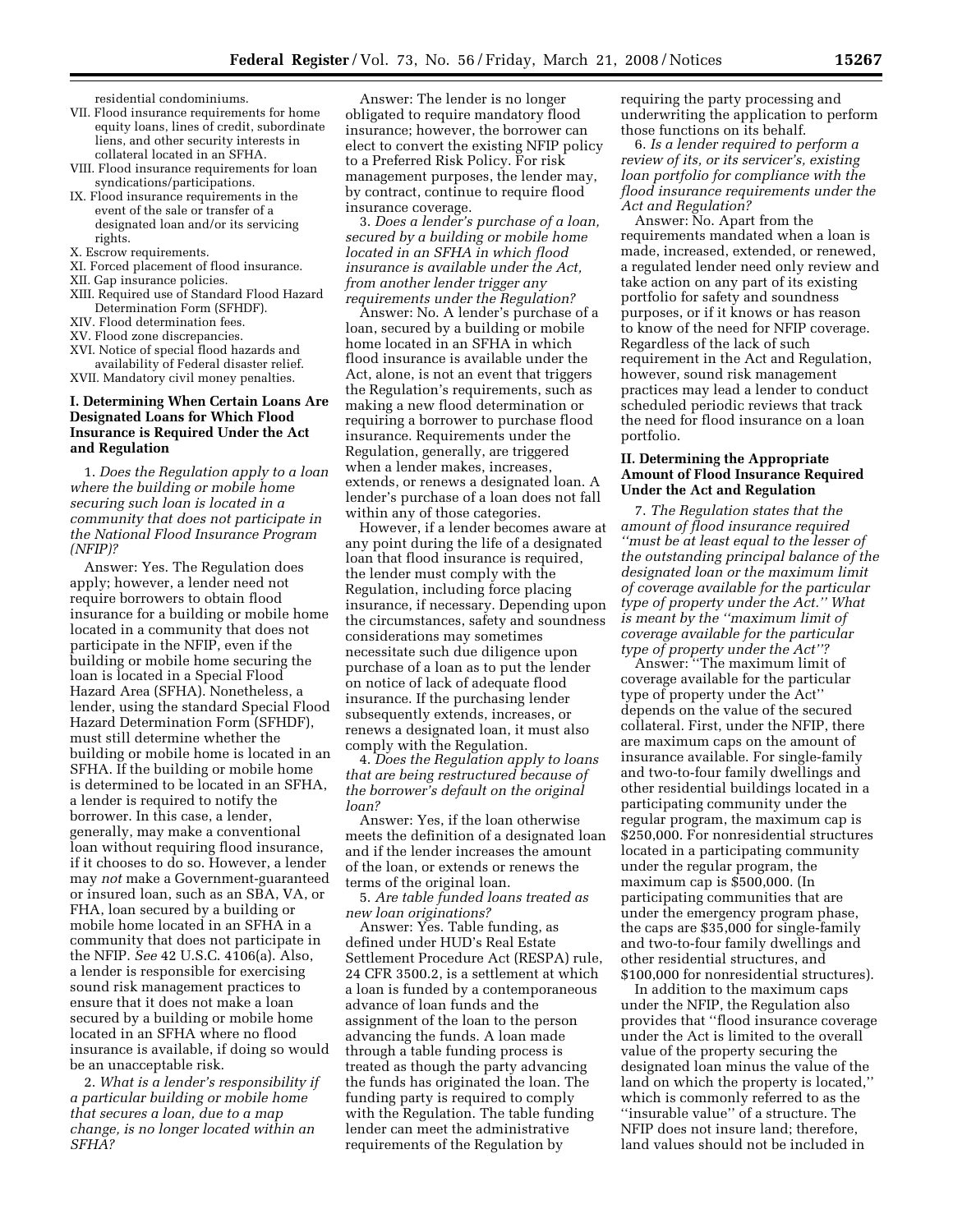residential condominiums.

VII. Flood insurance requirements for home equity loans, lines of credit, subordinate liens, and other security interests in collateral located in an SFHA.

VIII. Flood insurance requirements for loan syndications/participations.

IX. Flood insurance requirements in the event of the sale or transfer of a designated loan and/or its servicing rights.

X. Escrow requirements.

XI. Forced placement of flood insurance.

XII. Gap insurance policies.

XIII. Required use of Standard Flood Hazard Determination Form (SFHDF).

XIV. Flood determination fees.

XV. Flood zone discrepancies.

XVI. Notice of special flood hazards and availability of Federal disaster relief.

XVII. Mandatory civil money penalties.

## I. Determining When Certain Loans Are Designated Loans for Which Flood Insurance is Required Under the Act and Regulation

1. *Does the Regulation apply to a loan where the building or mobile home securing such loan is located in a community that does not participate in the National Flood Insurance Program (NFIP)?*

Answer: Yes. The Regulation does apply; however, a lender need not require borrowers to obtain flood insurance for a building or mobile home located in a community that does not participate in the NFIP, even if the building or mobile home securing the loan is located in a Special Flood Hazard Area (SFHA). Nonetheless, a lender, using the standard Special Flood Hazard Determination Form (SFHDF), must still determine whether the building or mobile home is located in an SFHA. If the building or mobile home is determined to be located in an SFHA, a lender is required to notify the borrower. In this case, a lender, generally, may make a conventional loan without requiring flood insurance, if it chooses to do so. However, a lender may *not* make a Government-guaranteed or insured loan, such as an SBA, VA, or FHA, loan secured by a building or mobile home located in an SFHA in a community that does not participate in the NFIP. *See* 42 U.S.C. 4106(a). Also, a lender is responsible for exercising sound risk management practices to ensure that it does not make a loan secured by a building or mobile home located in an SFHA where no flood insurance is available, if doing so would be an unacceptable risk.

2. *What is a lender's responsibility if a particular building or mobile home that secures a loan, due to a map change, is no longer located within an SFHA?*

Answer: The lender is no longer obligated to require mandatory flood insurance; however, the borrower can elect to convert the existing NFIP policy to a Preferred Risk Policy. For risk management purposes, the lender may, by contract, continue to require flood insurance coverage.

3. *Does a lender's purchase of a loan, secured by a building or mobile home located in an SFHA in which flood insurance is available under the Act, from another lender trigger any requirements under the Regulation?*

Answer: No. A lender's purchase of a loan, secured by a building or mobile home located in an SFHA in which flood insurance is available under the Act, alone, is not an event that triggers the Regulation's requirements, such as making a new flood determination or requiring a borrower to purchase flood insurance. Requirements under the Regulation, generally, are triggered when a lender makes, increases, extends, or renews a designated loan. A lender's purchase of a loan does not fall within any of those categories.

However, if a lender becomes aware at any point during the life of a designated loan that flood insurance is required, the lender must comply with the Regulation, including force placing insurance, if necessary. Depending upon the circumstances, safety and soundness considerations may sometimes necessitate such due diligence upon purchase of a loan as to put the lender on notice of lack of adequate flood insurance. If the purchasing lender subsequently extends, increases, or renews a designated loan, it must also comply with the Regulation.

4. *Does the Regulation apply to loans that are being restructured because of the borrower's default on the original loan?*

Answer: Yes, if the loan otherwise meets the definition of a designated loan and if the lender increases the amount of the loan, or extends or renews the terms of the original loan.

5. *Are table funded loans treated as new loan originations?*

Answer: Yes. Table funding, as defined under HUD's Real Estate Settlement Procedure Act (RESPA) rule, 24 CFR 3500.2, is a settlement at which a loan is funded by a contemporaneous advance of loan funds and the assignment of the loan to the person advancing the funds. A loan made through a table funding process is treated as though the party advancing the funds has originated the loan. The funding party is required to comply with the Regulation. The table funding lender can meet the administrative requirements of the Regulation by requiring the party processing and underwriting the application to perform those functions on its behalf.

6. *Is a lender required to perform a review of its, or its servicer's, existing loan portfolio for compliance with the flood insurance requirements under the Act and Regulation?*

Answer: No. Apart from the requirements mandated when a loan is made, increased, extended, or renewed, a regulated lender need only review and take action on any part of its existing portfolio for safety and soundness purposes, or if it knows or has reason to know of the need for NFIP coverage. Regardless of the lack of such requirement in the Act and Regulation, however, sound risk management practices may lead a lender to conduct scheduled periodic reviews that track the need for flood insurance on a loan portfolio.

## II. Determining the Appropriate Amount of Flood Insurance Required Under the Act and Regulation

7. *The Regulation states that the amount of flood insurance required "must be at least equal to the lesser of the outstanding principal balance of the designated loan or the maximum limit of coverage available for the particular type of property under the Act." What is meant by the "maximum limit of coverage available for the particular type of property under the Act"?*

Answer: "The maximum limit of coverage available for the particular type of property under the Act" depends on the value of the secured collateral. First, under the NFIP, there are maximum caps on the amount of insurance available. For single-family and two-to-four family dwellings and other residential buildings located in a participating community under the regular program, the maximum cap is $250,000. For nonresidential structures located in a participating community under the regular program, the maximum cap is $500,000. (In participating communities that are under the emergency program phase, the caps are $35,000 for single-family and two-to-four family dwellings and other residential structures, and $100,000 for nonresidential structures).

In addition to the maximum caps under the NFIP, the Regulation also provides that "flood insurance coverage under the Act is limited to the overall value of the property securing the designated loan minus the value of the land on which the property is located," which is commonly referred to as the "insurable value" of a structure. The NFIP does not insure land; therefore, land values should not be included in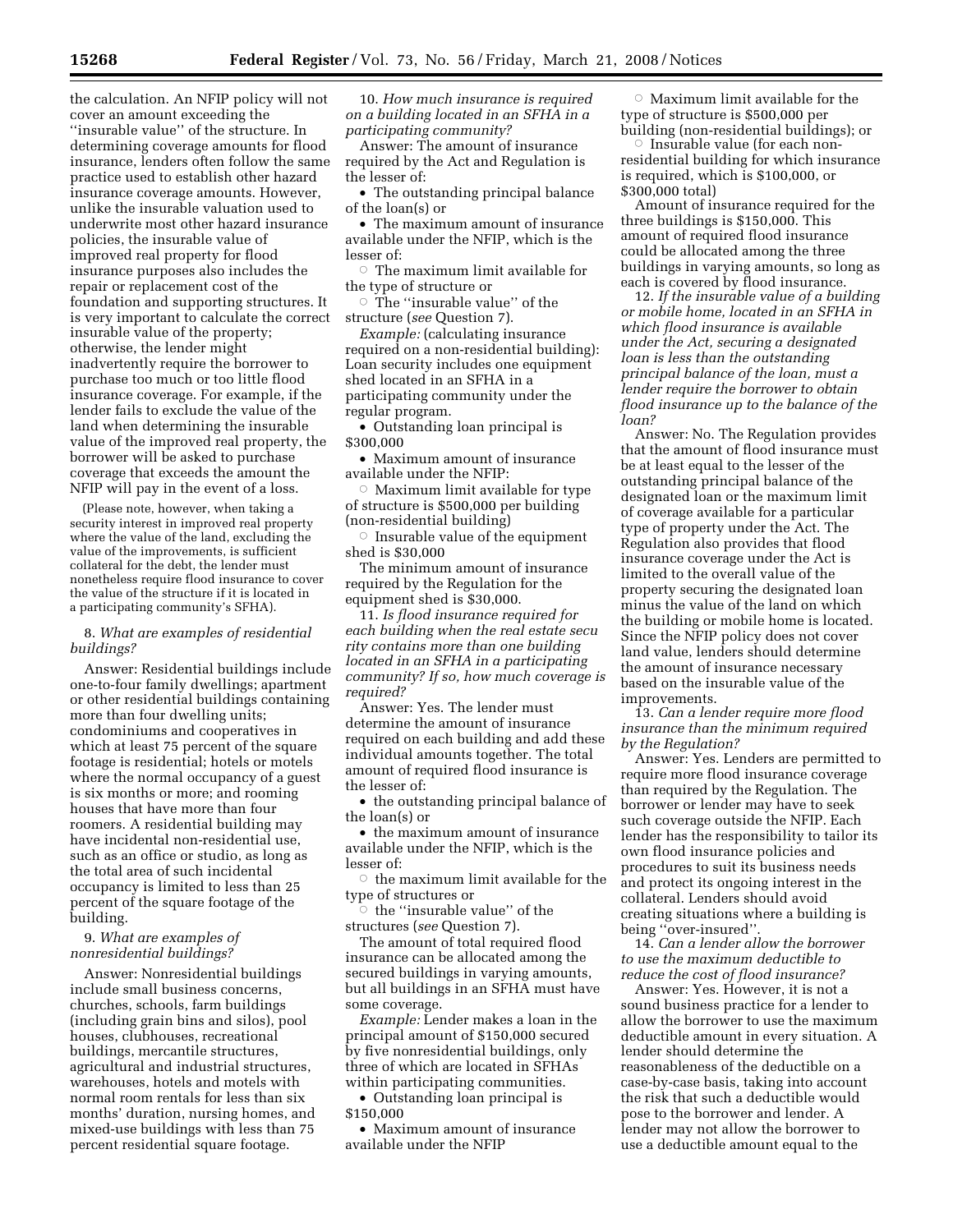the calculation. An NFIP policy will not cover an amount exceeding the ''insurable value'' of the structure. In determining coverage amounts for flood insurance, lenders often follow the same practice used to establish other hazard insurance coverage amounts. However, unlike the insurable valuation used to underwrite most other hazard insurance policies, the insurable value of improved real property for flood insurance purposes also includes the repair or replacement cost of the foundation and supporting structures. It is very important to calculate the correct insurable value of the property; otherwise, the lender might inadvertently require the borrower to purchase too much or too little flood insurance coverage. For example, if the lender fails to exclude the value of the land when determining the insurable value of the improved real property, the borrower will be asked to purchase coverage that exceeds the amount the NFIP will pay in the event of a loss.

(Please note, however, when taking a security interest in improved real property where the value of the land, excluding the value of the improvements, is sufficient collateral for the debt, the lender must nonetheless require flood insurance to cover the value of the structure if it is located in a participating community's SFHA).

8. *What are examples of residential buildings?*

Answer: Residential buildings include one-to-four family dwellings; apartment or other residential buildings containing more than four dwelling units; condominiums and cooperatives in which at least 75 percent of the square footage is residential; hotels or motels where the normal occupancy of a guest is six months or more; and rooming houses that have more than four roomers. A residential building may have incidental non-residential use, such as an office or studio, as long as the total area of such incidental occupancy is limited to less than 25 percent of the square footage of the building.

9. *What are examples of nonresidential buildings?*

Answer: Nonresidential buildings include small business concerns, churches, schools, farm buildings (including grain bins and silos), pool houses, clubhouses, recreational buildings, mercantile structures, agricultural and industrial structures, warehouses, hotels and motels with normal room rentals for less than six months' duration, nursing homes, and mixed-use buildings with less than 75 percent residential square footage.

10. *How much insurance is required on a building located in an SFHA in a participating community?*

Answer: The amount of insurance required by the Act and Regulation is the lesser of:

- The outstanding principal balance of the loan(s) or
- The maximum amount of insurance available under the NFIP, which is the lesser of:
  - The maximum limit available for the type of structure or
  - The ''insurable value'' of the structure (*see* Question 7).

*Example:* (calculating insurance required on a non-residential building): Loan security includes one equipment shed located in an SFHA in a participating community under the regular program.

- Outstanding loan principal is $300,000
- Maximum amount of insurance available under the NFIP:
  - Maximum limit available for type of structure is $500,000 per building (non-residential building)
  - Insurable value of the equipment shed is $30,000

The minimum amount of insurance required by the Regulation for the equipment shed is $30,000.

11. *Is flood insurance required for each building when the real estate security contains more than one building located in an SFHA in a participating community? If so, how much coverage is required?*

Answer: Yes. The lender must determine the amount of insurance required on each building and add these individual amounts together. The total amount of required flood insurance is the lesser of:

- the outstanding principal balance of the loan(s) or
- the maximum amount of insurance available under the NFIP, which is the lesser of:
  - the maximum limit available for the type of structures or
  - the ''insurable value'' of the structures (*see* Question 7).

The amount of total required flood insurance can be allocated among the secured buildings in varying amounts, but all buildings in an SFHA must have some coverage.

*Example:* Lender makes a loan in the principal amount of $150,000 secured by five nonresidential buildings, only three of which are located in SFHAs within participating communities.

- Outstanding loan principal is $150,000
- Maximum amount of insurance available under the NFIP
  - Maximum limit available for the type of structure is $500,000 per building (non-residential buildings); or
  - Insurable value (for each non-residential building for which insurance is required, which is $100,000, or $300,000 total)

Amount of insurance required for the three buildings is $150,000. This amount of required flood insurance could be allocated among the three buildings in varying amounts, so long as each is covered by flood insurance.

12. *If the insurable value of a building or mobile home, located in an SFHA in which flood insurance is available under the Act, securing a designated loan is less than the outstanding principal balance of the loan, must a lender require the borrower to obtain flood insurance up to the balance of the loan?*

Answer: No. The Regulation provides that the amount of flood insurance must be at least equal to the lesser of the outstanding principal balance of the designated loan or the maximum limit of coverage available for a particular type of property under the Act. The Regulation also provides that flood insurance coverage under the Act is limited to the overall value of the property securing the designated loan minus the value of the land on which the building or mobile home is located. Since the NFIP policy does not cover land value, lenders should determine the amount of insurance necessary based on the insurable value of the improvements.

13. *Can a lender require more flood insurance than the minimum required by the Regulation?*

Answer: Yes. Lenders are permitted to require more flood insurance coverage than required by the Regulation. The borrower or lender may have to seek such coverage outside the NFIP. Each lender has the responsibility to tailor its own flood insurance policies and procedures to suit its business needs and protect its ongoing interest in the collateral. Lenders should avoid creating situations where a building is being ''over-insured''.

14. *Can a lender allow the borrower to use the maximum deductible to reduce the cost of flood insurance?*

Answer: Yes. However, it is not a sound business practice for a lender to allow the borrower to use the maximum deductible amount in every situation. A lender should determine the reasonableness of the deductible on a case-by-case basis, taking into account the risk that such a deductible would pose to the borrower and lender. A lender may not allow the borrower to use a deductible amount equal to the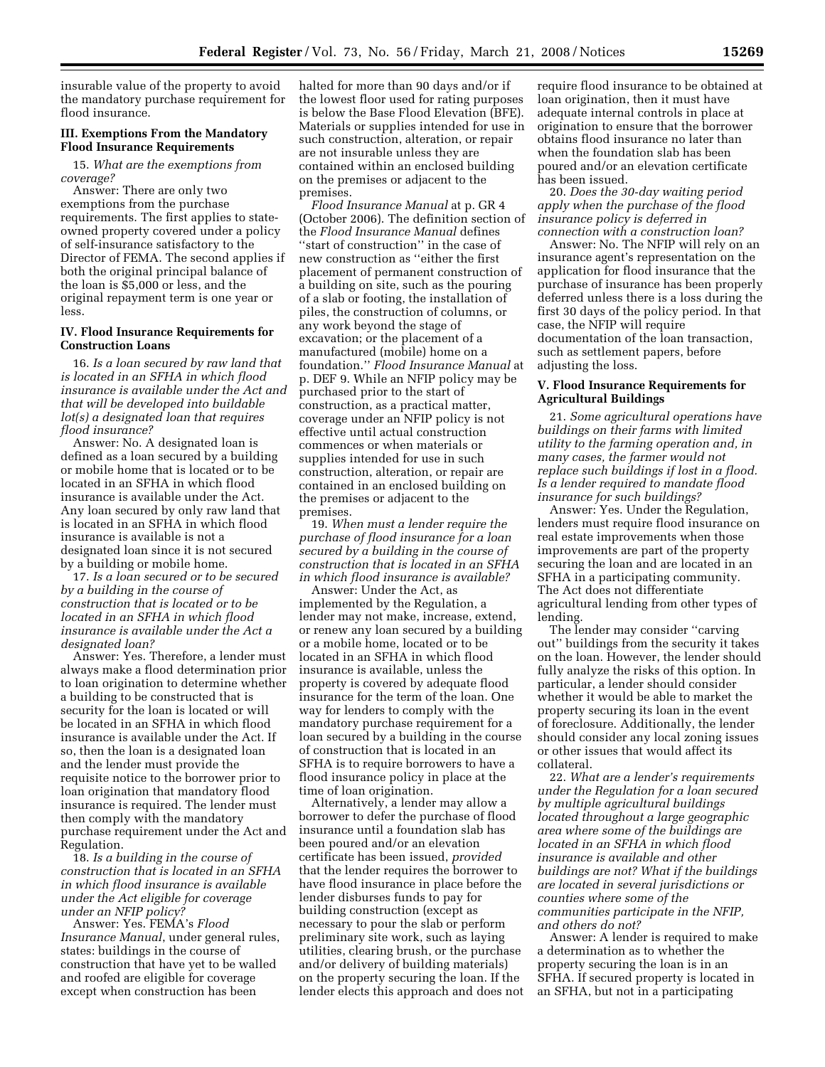insurable value of the property to avoid the mandatory purchase requirement for flood insurance.

### III. Exemptions From the Mandatory Flood Insurance Requirements

15. *What are the exemptions from coverage?*

Answer: There are only two exemptions from the purchase requirements. The first applies to state-owned property covered under a policy of self-insurance satisfactory to the Director of FEMA. The second applies if both the original principal balance of the loan is $5,000 or less, and the original repayment term is one year or less.

### IV. Flood Insurance Requirements for Construction Loans

16. *Is a loan secured by raw land that is located in an SFHA in which flood insurance is available under the Act and that will be developed into buildable lot(s) a designated loan that requires flood insurance?*

Answer: No. A designated loan is defined as a loan secured by a building or mobile home that is located or to be located in an SFHA in which flood insurance is available under the Act. Any loan secured by only raw land that is located in an SFHA in which flood insurance is available is not a designated loan since it is not secured by a building or mobile home.

17. *Is a loan secured or to be secured by a building in the course of construction that is located or to be located in an SFHA in which flood insurance is available under the Act a designated loan?*

Answer: Yes. Therefore, a lender must always make a flood determination prior to loan origination to determine whether a building to be constructed that is security for the loan is located or will be located in an SFHA in which flood insurance is available under the Act. If so, then the loan is a designated loan and the lender must provide the requisite notice to the borrower prior to loan origination that mandatory flood insurance is required. The lender must then comply with the mandatory purchase requirement under the Act and Regulation.

18. *Is a building in the course of construction that is located in an SFHA in which flood insurance is available under the Act eligible for coverage under an NFIP policy?*

Answer: Yes. FEMA's *Flood Insurance Manual*, under general rules, states: buildings in the course of construction that have yet to be walled and roofed are eligible for coverage except when construction has been halted for more than 90 days and/or if the lowest floor used for rating purposes is below the Base Flood Elevation (BFE). Materials or supplies intended for use in such construction, alteration, or repair are not insurable unless they are contained within an enclosed building on the premises or adjacent to the premises.

*Flood Insurance Manual* at p. GR 4 (October 2006). The definition section of the *Flood Insurance Manual* defines "start of construction" in the case of new construction as "either the first placement of permanent construction of a building on site, such as the pouring of a slab or footing, the installation of piles, the construction of columns, or any work beyond the stage of excavation; or the placement of a manufactured (mobile) home on a foundation." *Flood Insurance Manual* at p. DEF 9. While an NFIP policy may be purchased prior to the start of construction, as a practical matter, coverage under an NFIP policy is not effective until actual construction commences or when materials or supplies intended for use in such construction, alteration, or repair are contained in an enclosed building on the premises or adjacent to the premises.

19. *When must a lender require the purchase of flood insurance for a loan secured by a building in the course of construction that is located in an SFHA in which flood insurance is available?*

Answer: Under the Act, as implemented by the Regulation, a lender may not make, increase, extend, or renew any loan secured by a building or a mobile home, located or to be located in an SFHA in which flood insurance is available, unless the property is covered by adequate flood insurance for the term of the loan. One way for lenders to comply with the mandatory purchase requirement for a loan secured by a building in the course of construction that is located in an SFHA is to require borrowers to have a flood insurance policy in place at the time of loan origination.

Alternatively, a lender may allow a borrower to defer the purchase of flood insurance until a foundation slab has been poured and/or an elevation certificate has been issued, *provided* that the lender requires the borrower to have flood insurance in place before the lender disburses funds to pay for building construction (except as necessary to pour the slab or perform preliminary site work, such as laying utilities, clearing brush, or the purchase and/or delivery of building materials) on the property securing the loan. If the lender elects this approach and does not require flood insurance to be obtained at loan origination, then it must have adequate internal controls in place at origination to ensure that the borrower obtains flood insurance no later than when the foundation slab has been poured and/or an elevation certificate has been issued.

20. *Does the 30-day waiting period apply when the purchase of the flood insurance policy is deferred in connection with a construction loan?*

Answer: No. The NFIP will rely on an insurance agent's representation on the application for flood insurance that the purchase of insurance has been properly deferred unless there is a loss during the first 30 days of the policy period. In that case, the NFIP will require documentation of the loan transaction, such as settlement papers, before adjusting the loss.

### V. Flood Insurance Requirements for Agricultural Buildings

21. *Some agricultural operations have buildings on their farms with limited utility to the farming operation and, in many cases, the farmer would not replace such buildings if lost in a flood. Is a lender required to mandate flood insurance for such buildings?*

Answer: Yes. Under the Regulation, lenders must require flood insurance on real estate improvements when those improvements are part of the property securing the loan and are located in an SFHA in a participating community. The Act does not differentiate agricultural lending from other types of lending.

The lender may consider "carving out" buildings from the security it takes on the loan. However, the lender should fully analyze the risks of this option. In particular, a lender should consider whether it would be able to market the property securing its loan in the event of foreclosure. Additionally, the lender should consider any local zoning issues or other issues that would affect its collateral.

22. *What are a lender's requirements under the Regulation for a loan secured by multiple agricultural buildings located throughout a large geographic area where some of the buildings are located in an SFHA in which flood insurance is available and other buildings are not? What if the buildings are located in several jurisdictions or counties where some of the communities participate in the NFIP, and others do not?*

Answer: A lender is required to make a determination as to whether the property securing the loan is in an SFHA. If secured property is located in an SFHA, but not in a participating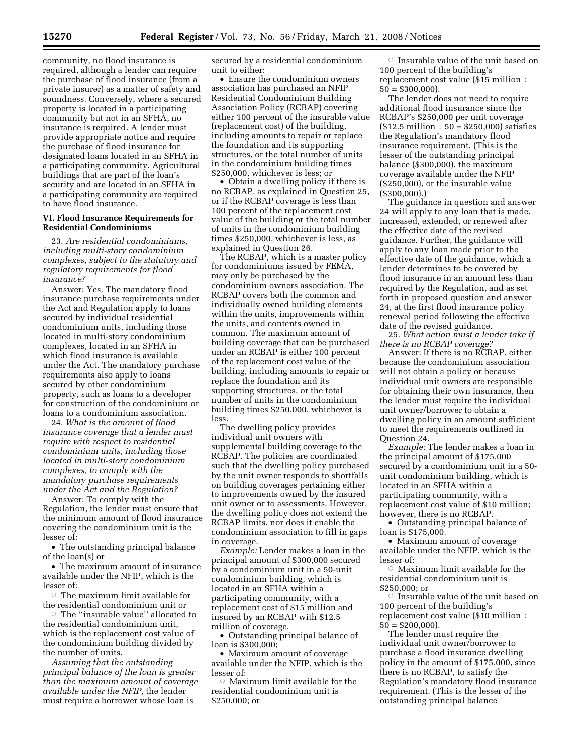community, no flood insurance is required, although a lender can require the purchase of flood insurance (from a private insurer) as a matter of safety and soundness. Conversely, where a secured property is located in a participating community but not in an SFHA, no insurance is required. A lender must provide appropriate notice and require the purchase of flood insurance for designated loans located in an SFHA in a participating community. Agricultural buildings that are part of the loan's security and are located in an SFHA in a participating community are required to have flood insurance.

### VI. Flood Insurance Requirements for Residential Condominiums

23. *Are residential condominiums, including multi-story condominium complexes, subject to the statutory and regulatory requirements for flood insurance?*

Answer: Yes. The mandatory flood insurance purchase requirements under the Act and Regulation apply to loans secured by individual residential condominium units, including those located in multi-story condominium complexes, located in an SFHA in which flood insurance is available under the Act. The mandatory purchase requirements also apply to loans secured by other condominium property, such as loans to a developer for construction of the condominium or loans to a condominium association.

24. *What is the amount of flood insurance coverage that a lender must require with respect to residential condominium units, including those located in multi-story condominium complexes, to comply with the mandatory purchase requirements under the Act and the Regulation?*

Answer: To comply with the Regulation, the lender must ensure that the minimum amount of flood insurance covering the condominium unit is the lesser of:

- The outstanding principal balance of the loan(s) or
- The maximum amount of insurance available under the NFIP, which is the lesser of:
  - The maximum limit available for the residential condominium unit or
  - The "insurable value" allocated to the residential condominium unit, which is the replacement cost value of the condominium building divided by the number of units.

*Assuming that the outstanding principal balance of the loan is greater than the maximum amount of coverage available under the NFIP*, the lender must require a borrower whose loan is secured by a residential condominium unit to either:

- Ensure the condominium owners association has purchased an NFIP Residential Condominium Building Association Policy (RCBAP) covering either 100 percent of the insurable value (replacement cost) of the building, including amounts to repair or replace the foundation and its supporting structures, or the total number of units in the condominium building times $250,000, whichever is less; or
- Obtain a dwelling policy if there is no RCBAP, as explained in Question 25, or if the RCBAP coverage is less than 100 percent of the replacement cost value of the building or the total number of units in the condominium building times $250,000, whichever is less, as explained in Question 26.

The RCBAP, which is a master policy for condominiums issued by FEMA, may only be purchased by the condominium owners association. The RCBAP covers both the common and individually owned building elements within the units, improvements within the units, and contents owned in common. The maximum amount of building coverage that can be purchased under an RCBAP is either 100 percent of the replacement cost value of the building, including amounts to repair or replace the foundation and its supporting structures, or the total number of units in the condominium building times $250,000, whichever is less.

The dwelling policy provides individual unit owners with supplemental building coverage to the RCBAP. The policies are coordinated such that the dwelling policy purchased by the unit owner responds to shortfalls on building coverages pertaining either to improvements owned by the insured unit owner or to assessments. However, the dwelling policy does not extend the RCBAP limits, nor does it enable the condominium association to fill in gaps in coverage.

*Example:* Lender makes a loan in the principal amount of $300,000 secured by a condominium unit in a 50-unit condominium building, which is located in an SFHA within a participating community, with a replacement cost of $15 million and insured by an RCBAP with $12.5 million of coverage.

- Outstanding principal balance of loan is $300,000;
- Maximum amount of coverage available under the NFIP, which is the lesser of:
  - Maximum limit available for the residential condominium unit is $250,000; or
  - Insurable value of the unit based on 100 percent of the building's replacement cost value ($15 million ÷ 50 = $300,000).

The lender does not need to require additional flood insurance since the RCBAP's $250,000 per unit coverage ($12.5 million ÷ 50 = $250,000) satisfies the Regulation's mandatory flood insurance requirement. (This is the lesser of the outstanding principal balance ($300,000), the maximum coverage available under the NFIP ($250,000), or the insurable value ($300,000).)

The guidance in question and answer 24 will apply to any loan that is made, increased, extended, or renewed after the effective date of the revised guidance. Further, the guidance will apply to any loan made prior to the effective date of the guidance, which a lender determines to be covered by flood insurance in an amount less than required by the Regulation, and as set forth in proposed question and answer 24, at the first flood insurance policy renewal period following the effective date of the revised guidance.

25. *What action must a lender take if there is no RCBAP coverage?*

Answer: If there is no RCBAP, either because the condominium association will not obtain a policy or because individual unit owners are responsible for obtaining their own insurance, then the lender must require the individual unit owner/borrower to obtain a dwelling policy in an amount sufficient to meet the requirements outlined in Question 24.

*Example:* The lender makes a loan in the principal amount of $175,000 secured by a condominium unit in a 50-unit condominium building, which is located in an SFHA within a participating community, with a replacement cost value of $10 million; however, there is no RCBAP.

- Outstanding principal balance of loan is $175,000.
- Maximum amount of coverage available under the NFIP, which is the lesser of:
  - Maximum limit available for the residential condominium unit is $250,000; or
  - Insurable value of the unit based on 100 percent of the building's replacement cost value ($10 million ÷ 50 = $200,000).

The lender must require the individual unit owner/borrower to purchase a flood insurance dwelling policy in the amount of $175,000, since there is no RCBAP, to satisfy the Regulation's mandatory flood insurance requirement. (This is the lesser of the outstanding principal balance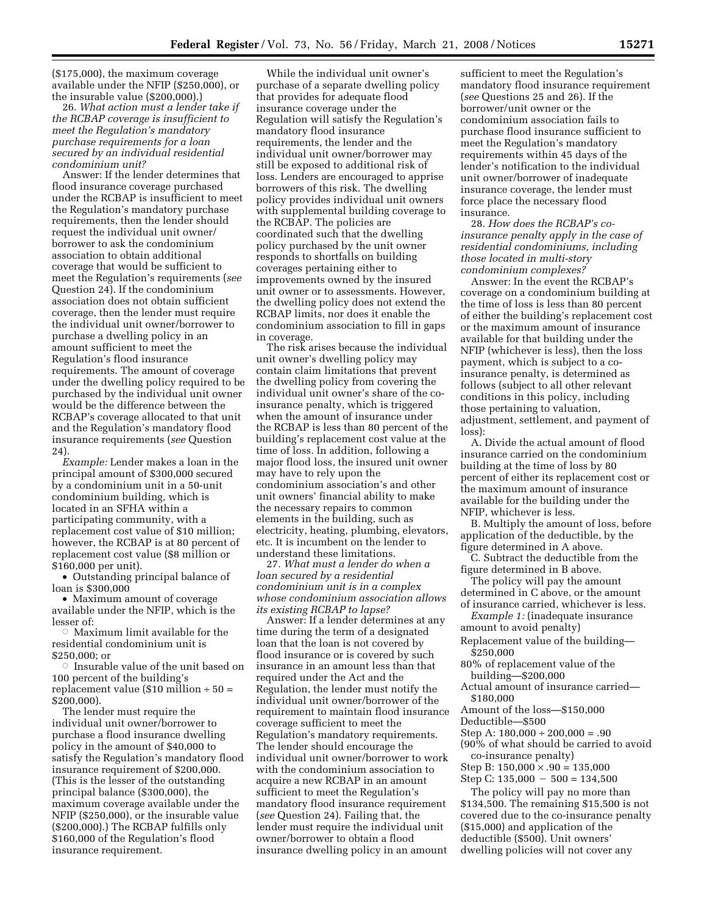($175,000), the maximum coverage available under the NFIP ($250,000), or the insurable value ($200,000).)

26. *What action must a lender take if the RCBAP coverage is insufficient to meet the Regulation's mandatory purchase requirements for a loan secured by an individual residential condominium unit?*

Answer: If the lender determines that flood insurance coverage purchased under the RCBAP is insufficient to meet the Regulation's mandatory purchase requirements, then the lender should request the individual unit owner/borrower to ask the condominium association to obtain additional coverage that would be sufficient to meet the Regulation's requirements (*see* Question 24). If the condominium association does not obtain sufficient coverage, then the lender must require the individual unit owner/borrower to purchase a dwelling policy in an amount sufficient to meet the Regulation's flood insurance requirements. The amount of coverage under the dwelling policy required to be purchased by the individual unit owner would be the difference between the RCBAP's coverage allocated to that unit and the Regulation's mandatory flood insurance requirements (*see* Question 24).

*Example:* Lender makes a loan in the principal amount of $300,000 secured by a condominium unit in a 50-unit condominium building, which is located in an SFHA within a participating community, with a replacement cost value of $10 million; however, the RCBAP is at 80 percent of replacement cost value ($8 million or $160,000 per unit).

- Outstanding principal balance of loan is $300,000
- Maximum amount of coverage available under the NFIP, which is the lesser of:
  - Maximum limit available for the residential condominium unit is $250,000; or
  - Insurable value of the unit based on 100 percent of the building's replacement value ($10 million ÷ 50 = $200,000).

The lender must require the individual unit owner/borrower to purchase a flood insurance dwelling policy in the amount of $40,000 to satisfy the Regulation's mandatory flood insurance requirement of $200,000. (This is the lesser of the outstanding principal balance ($300,000), the maximum coverage available under the NFIP ($250,000), or the insurable value ($200,000).) The RCBAP fulfills only $160,000 of the Regulation's flood insurance requirement.

While the individual unit owner's purchase of a separate dwelling policy that provides for adequate flood insurance coverage under the Regulation will satisfy the Regulation's mandatory flood insurance requirements, the lender and the individual unit owner/borrower may still be exposed to additional risk of loss. Lenders are encouraged to apprise borrowers of this risk. The dwelling policy provides individual unit owners with supplemental building coverage to the RCBAP. The policies are coordinated such that the dwelling policy purchased by the unit owner responds to shortfalls on building coverages pertaining either to improvements owned by the insured unit owner or to assessments. However, the dwelling policy does not extend the RCBAP limits, nor does it enable the condominium association to fill in gaps in coverage.

The risk arises because the individual unit owner's dwelling policy may contain claim limitations that prevent the dwelling policy from covering the individual unit owner's share of the co-insurance penalty, which is triggered when the amount of insurance under the RCBAP is less than 80 percent of the building's replacement cost value at the time of loss. In addition, following a major flood loss, the insured unit owner may have to rely upon the condominium association's and other unit owners' financial ability to make the necessary repairs to common elements in the building, such as electricity, heating, plumbing, elevators, etc. It is incumbent on the lender to understand these limitations.

27. *What must a lender do when a loan secured by a residential condominium unit is in a complex whose condominium association allows its existing RCBAP to lapse?*

Answer: If a lender determines at any time during the term of a designated loan that the loan is not covered by flood insurance or is covered by such insurance in an amount less than that required under the Act and the Regulation, the lender must notify the individual unit owner/borrower of the requirement to maintain flood insurance coverage sufficient to meet the Regulation's mandatory requirements. The lender should encourage the individual unit owner/borrower to work with the condominium association to acquire a new RCBAP in an amount sufficient to meet the Regulation's mandatory flood insurance requirement (*see* Question 24). Failing that, the lender must require the individual unit owner/borrower to obtain a flood insurance dwelling policy in an amount sufficient to meet the Regulation's mandatory flood insurance requirement (*see* Questions 25 and 26). If the borrower/unit owner or the condominium association fails to purchase flood insurance sufficient to meet the Regulation's mandatory requirements within 45 days of the lender's notification to the individual unit owner/borrower of inadequate insurance coverage, the lender must force place the necessary flood insurance.

28. *How does the RCBAP's co-insurance penalty apply in the case of residential condominiums, including those located in multi-story condominium complexes?*

Answer: In the event the RCBAP's coverage on a condominium building at the time of loss is less than 80 percent of either the building's replacement cost or the maximum amount of insurance available for that building under the NFIP (whichever is less), then the loss payment, which is subject to a co-insurance penalty, is determined as follows (subject to all other relevant conditions in this policy, including those pertaining to valuation, adjustment, settlement, and payment of loss):

A. Divide the actual amount of flood insurance carried on the condominium building at the time of loss by 80 percent of either its replacement cost or the maximum amount of insurance available for the building under the NFIP, whichever is less.

B. Multiply the amount of loss, before application of the deductible, by the figure determined in A above.

C. Subtract the deductible from the figure determined in B above.

The policy will pay the amount determined in C above, or the amount of insurance carried, whichever is less.

*Example 1:* (inadequate insurance amount to avoid penalty)

Replacement value of the building—$250,000
80% of replacement value of the building—$200,000
Actual amount of insurance carried—$180,000
Amount of the loss—$150,000
Deductible—$500
Step A: 180,000 ÷ 200,000 = .90
(90% of what should be carried to avoid co-insurance penalty)
Step B: 150,000 × .90 = 135,000
Step C: 135,000 − 500 = 134,500

The policy will pay no more than $134,500. The remaining $15,500 is not covered due to the co-insurance penalty ($15,000) and application of the deductible ($500). Unit owners' dwelling policies will not cover any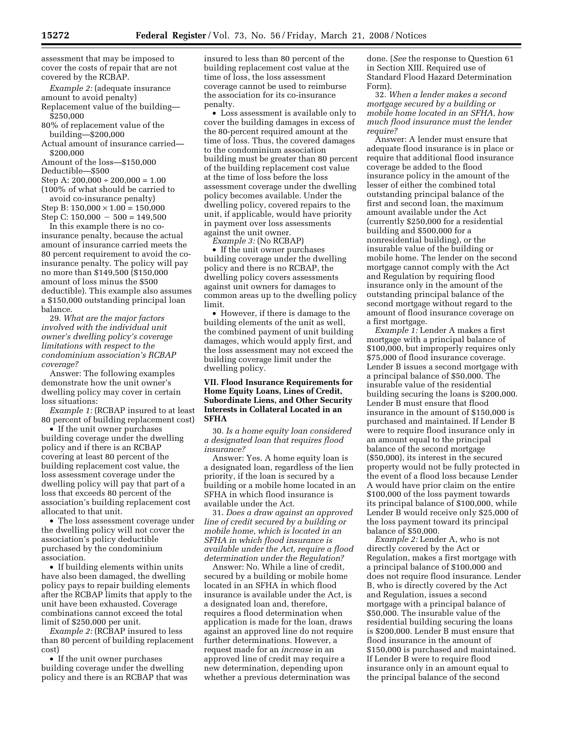assessment that may be imposed to cover the costs of repair that are not covered by the RCBAP.

*Example 2:* (adequate insurance amount to avoid penalty)

Replacement value of the building—$250,000
80% of replacement value of the building—$200,000
Actual amount of insurance carried—$200,000
Amount of the loss—$150,000
Deductible—$500
Step A: $200,000 \div 200,000 = 1.00$ (100% of what should be carried to avoid co-insurance penalty)
Step B: $150,000 \times 1.00 = 150,000$
Step C: $150,000 - 500 = 149,500$

In this example there is no co-insurance penalty, because the actual amount of insurance carried meets the 80 percent requirement to avoid the co-insurance penalty. The policy will pay no more than $149,500 ($150,000 amount of loss minus the $500 deductible). This example also assumes a $150,000 outstanding principal loan balance.

29. *What are the major factors involved with the individual unit owner's dwelling policy's coverage limitations with respect to the condominium association's RCBAP coverage?*

Answer: The following examples demonstrate how the unit owner's dwelling policy may cover in certain loss situations:

*Example 1:* (RCBAP insured to at least 80 percent of building replacement cost)

- If the unit owner purchases building coverage under the dwelling policy and if there is an RCBAP covering at least 80 percent of the building replacement cost value, the loss assessment coverage under the dwelling policy will pay that part of a loss that exceeds 80 percent of the association's building replacement cost allocated to that unit.
- The loss assessment coverage under the dwelling policy will not cover the association's policy deductible purchased by the condominium association.
- If building elements within units have also been damaged, the dwelling policy pays to repair building elements after the RCBAP limits that apply to the unit have been exhausted. Coverage combinations cannot exceed the total limit of $250,000 per unit.

*Example 2:* (RCBAP insured to less than 80 percent of building replacement cost)

- If the unit owner purchases building coverage under the dwelling policy and there is an RCBAP that was insured to less than 80 percent of the building replacement cost value at the time of loss, the loss assessment coverage cannot be used to reimburse the association for its co-insurance penalty.
- Loss assessment is available only to cover the building damages in excess of the 80-percent required amount at the time of loss. Thus, the covered damages to the condominium association building must be greater than 80 percent of the building replacement cost value at the time of loss before the loss assessment coverage under the dwelling policy becomes available. Under the dwelling policy, covered repairs to the unit, if applicable, would have priority in payment over loss assessments against the unit owner.

*Example 3:* (No RCBAP)

- If the unit owner purchases building coverage under the dwelling policy and there is no RCBAP, the dwelling policy covers assessments against unit owners for damages to common areas up to the dwelling policy limit.
- However, if there is damage to the building elements of the unit as well, the combined payment of unit building damages, which would apply first, and the loss assessment may not exceed the building coverage limit under the dwelling policy.

## VII. Flood Insurance Requirements for Home Equity Loans, Lines of Credit, Subordinate Liens, and Other Security Interests in Collateral Located in an SFHA

30. *Is a home equity loan considered a designated loan that requires flood insurance?*

Answer: Yes. A home equity loan is a designated loan, regardless of the lien priority, if the loan is secured by a building or a mobile home located in an SFHA in which flood insurance is available under the Act.

31. *Does a draw against an approved line of credit secured by a building or mobile home, which is located in an SFHA in which flood insurance is available under the Act, require a flood determination under the Regulation?*

Answer: No. While a line of credit, secured by a building or mobile home located in an SFHA in which flood insurance is available under the Act, is a designated loan and, therefore, requires a flood determination when application is made for the loan, draws against an approved line do not require further determinations. However, a request made for an *increase* in an approved line of credit may require a new determination, depending upon whether a previous determination was done. (*See* the response to Question 61 in Section XIII. Required use of Standard Flood Hazard Determination Form).

32. *When a lender makes a second mortgage secured by a building or mobile home located in an SFHA, how much flood insurance must the lender require?*

Answer: A lender must ensure that adequate flood insurance is in place or require that additional flood insurance coverage be added to the flood insurance policy in the amount of the lesser of either the combined total outstanding principal balance of the first and second loan, the maximum amount available under the Act (currently $250,000 for a residential building and $500,000 for a nonresidential building), or the insurable value of the building or mobile home. The lender on the second mortgage cannot comply with the Act and Regulation by requiring flood insurance only in the amount of the outstanding principal balance of the second mortgage without regard to the amount of flood insurance coverage on a first mortgage.

*Example 1:* Lender A makes a first mortgage with a principal balance of $100,000, but improperly requires only $75,000 of flood insurance coverage. Lender B issues a second mortgage with a principal balance of $50,000. The insurable value of the residential building securing the loans is $200,000. Lender B must ensure that flood insurance in the amount of $150,000 is purchased and maintained. If Lender B were to require flood insurance only in an amount equal to the principal balance of the second mortgage ($50,000), its interest in the secured property would not be fully protected in the event of a flood loss because Lender A would have prior claim on the entire $100,000 of the loss payment towards its principal balance of $100,000, while Lender B would receive only $25,000 of the loss payment toward its principal balance of $50,000.

*Example 2:* Lender A, who is not directly covered by the Act or Regulation, makes a first mortgage with a principal balance of $100,000 and does not require flood insurance. Lender B, who is directly covered by the Act and Regulation, issues a second mortgage with a principal balance of $50,000. The insurable value of the residential building securing the loans is $200,000. Lender B must ensure that flood insurance in the amount of $150,000 is purchased and maintained. If Lender B were to require flood insurance only in an amount equal to the principal balance of the second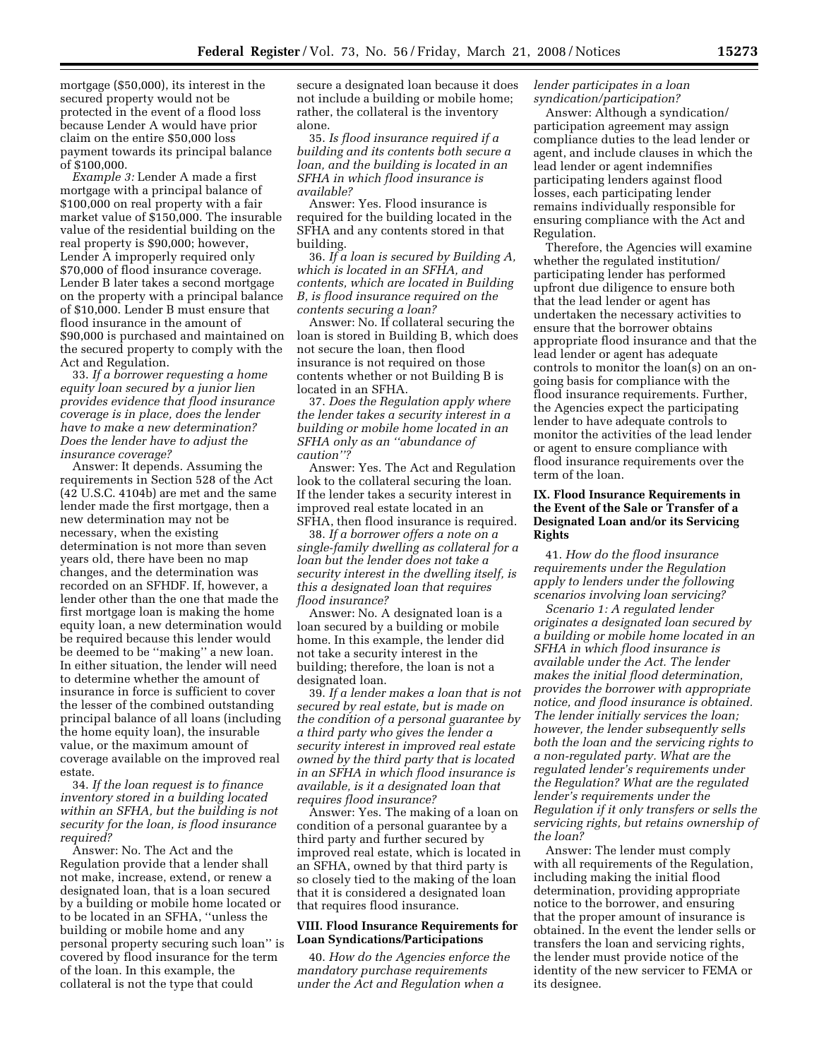mortgage ($50,000), its interest in the secured property would not be protected in the event of a flood loss because Lender A would have prior claim on the entire $50,000 loss payment towards its principal balance of $100,000.

*Example 3:* Lender A made a first mortgage with a principal balance of $100,000 on real property with a fair market value of $150,000. The insurable value of the residential building on the real property is $90,000; however, Lender A improperly required only $70,000 of flood insurance coverage. Lender B later takes a second mortgage on the property with a principal balance of $10,000. Lender B must ensure that flood insurance in the amount of $90,000 is purchased and maintained on the secured property to comply with the Act and Regulation.

33. *If a borrower requesting a home equity loan secured by a junior lien provides evidence that flood insurance coverage is in place, does the lender have to make a new determination? Does the lender have to adjust the insurance coverage?*

Answer: It depends. Assuming the requirements in Section 528 of the Act (42 U.S.C. 4104b) are met and the same lender made the first mortgage, then a new determination may not be necessary, when the existing determination is not more than seven years old, there have been no map changes, and the determination was recorded on an SFHDF. If, however, a lender other than the one that made the first mortgage loan is making the home equity loan, a new determination would be required because this lender would be deemed to be ''making'' a new loan. In either situation, the lender will need to determine whether the amount of insurance in force is sufficient to cover the lesser of the combined outstanding principal balance of all loans (including the home equity loan), the insurable value, or the maximum amount of coverage available on the improved real estate.

34. *If the loan request is to finance inventory stored in a building located within an SFHA, but the building is not security for the loan, is flood insurance required?*

Answer: No. The Act and the Regulation provide that a lender shall not make, increase, extend, or renew a designated loan, that is a loan secured by a building or mobile home located or to be located in an SFHA, ''unless the building or mobile home and any personal property securing such loan'' is covered by flood insurance for the term of the loan. In this example, the collateral is not the type that could secure a designated loan because it does not include a building or mobile home; rather, the collateral is the inventory alone.

35. *Is flood insurance required if a building and its contents both secure a loan, and the building is located in an SFHA in which flood insurance is available?*

Answer: Yes. Flood insurance is required for the building located in the SFHA and any contents stored in that building.

36. *If a loan is secured by Building A, which is located in an SFHA, and contents, which are located in Building B, is flood insurance required on the contents securing a loan?*

Answer: No. If collateral securing the loan is stored in Building B, which does not secure the loan, then flood insurance is not required on those contents whether or not Building B is located in an SFHA.

37. *Does the Regulation apply where the lender takes a security interest in a building or mobile home located in an SFHA only as an ''abundance of caution''?*

Answer: Yes. The Act and Regulation look to the collateral securing the loan. If the lender takes a security interest in improved real estate located in an SFHA, then flood insurance is required.

38. *If a borrower offers a note on a single-family dwelling as collateral for a loan but the lender does not take a security interest in the dwelling itself, is this a designated loan that requires flood insurance?*

Answer: No. A designated loan is a loan secured by a building or mobile home. In this example, the lender did not take a security interest in the building; therefore, the loan is not a designated loan.

39. *If a lender makes a loan that is not secured by real estate, but is made on the condition of a personal guarantee by a third party who gives the lender a security interest in improved real estate owned by the third party that is located in an SFHA in which flood insurance is available, is it a designated loan that requires flood insurance?*

Answer: Yes. The making of a loan on condition of a personal guarantee by a third party and further secured by improved real estate, which is located in an SFHA, owned by that third party is so closely tied to the making of the loan that it is considered a designated loan that requires flood insurance.

## VIII. Flood Insurance Requirements for Loan Syndications/Participations

40. *How do the Agencies enforce the mandatory purchase requirements under the Act and Regulation when a lender participates in a loan syndication/participation?*

Answer: Although a syndication/participation agreement may assign compliance duties to the lead lender or agent, and include clauses in which the lead lender or agent indemnifies participating lenders against flood losses, each participating lender remains individually responsible for ensuring compliance with the Act and Regulation.

Therefore, the Agencies will examine whether the regulated institution/participating lender has performed upfront due diligence to ensure both that the lead lender or agent has undertaken the necessary activities to ensure that the borrower obtains appropriate flood insurance and that the lead lender or agent has adequate controls to monitor the loan(s) on an on-going basis for compliance with the flood insurance requirements. Further, the Agencies expect the participating lender to have adequate controls to monitor the activities of the lead lender or agent to ensure compliance with flood insurance requirements over the term of the loan.

## IX. Flood Insurance Requirements in the Event of the Sale or Transfer of a Designated Loan and/or its Servicing Rights

41. *How do the flood insurance requirements under the Regulation apply to lenders under the following scenarios involving loan servicing?*

*Scenario 1: A regulated lender originates a designated loan secured by a building or mobile home located in an SFHA in which flood insurance is available under the Act. The lender makes the initial flood determination, provides the borrower with appropriate notice, and flood insurance is obtained. The lender initially services the loan; however, the lender subsequently sells both the loan and the servicing rights to a non-regulated party. What are the regulated lender's requirements under the Regulation? What are the regulated lender's requirements under the Regulation if it only transfers or sells the servicing rights, but retains ownership of the loan?*

Answer: The lender must comply with all requirements of the Regulation, including making the initial flood determination, providing appropriate notice to the borrower, and ensuring that the proper amount of insurance is obtained. In the event the lender sells or transfers the loan and servicing rights, the lender must provide notice of the identity of the new servicer to FEMA or its designee.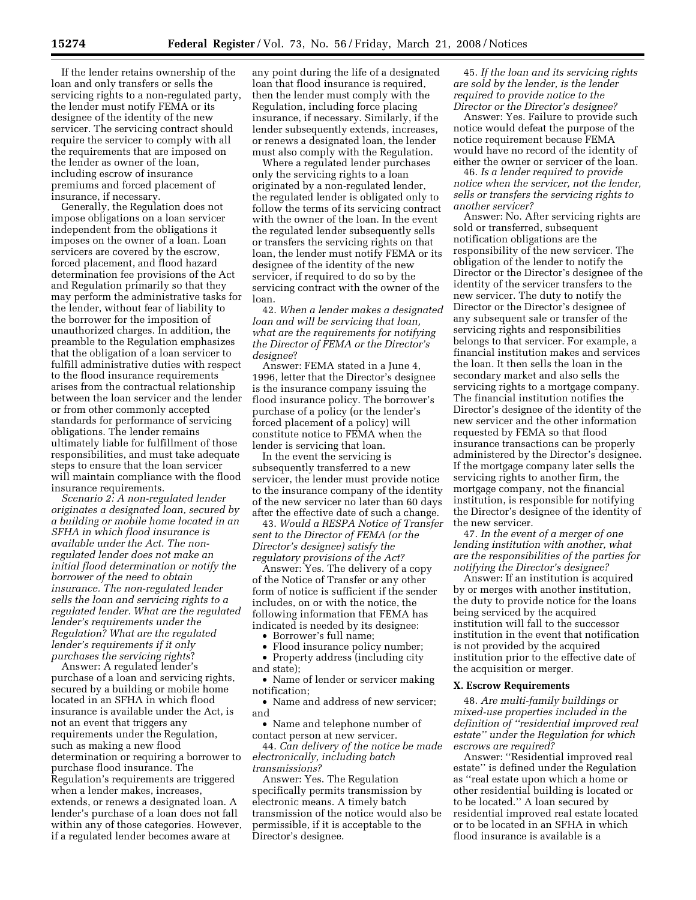If the lender retains ownership of the loan and only transfers or sells the servicing rights to a non-regulated party, the lender must notify FEMA or its designee of the identity of the new servicer. The servicing contract should require the servicer to comply with all the requirements that are imposed on the lender as owner of the loan, including escrow of insurance premiums and forced placement of insurance, if necessary.

Generally, the Regulation does not impose obligations on a loan servicer independent from the obligations it imposes on the owner of a loan. Loan servicers are covered by the escrow, forced placement, and flood hazard determination fee provisions of the Act and Regulation primarily so that they may perform the administrative tasks for the lender, without fear of liability to the borrower for the imposition of unauthorized charges. In addition, the preamble to the Regulation emphasizes that the obligation of a loan servicer to fulfill administrative duties with respect to the flood insurance requirements arises from the contractual relationship between the loan servicer and the lender or from other commonly accepted standards for performance of servicing obligations. The lender remains ultimately liable for fulfillment of those responsibilities, and must take adequate steps to ensure that the loan servicer will maintain compliance with the flood insurance requirements.

*Scenario 2: A non-regulated lender originates a designated loan, secured by a building or mobile home located in an SFHA in which flood insurance is available under the Act. The non-regulated lender does not make an initial flood determination or notify the borrower of the need to obtain insurance. The non-regulated lender sells the loan and servicing rights to a regulated lender. What are the regulated lender's requirements under the Regulation? What are the regulated lender's requirements if it only purchases the servicing rights*?

Answer: A regulated lender's purchase of a loan and servicing rights, secured by a building or mobile home located in an SFHA in which flood insurance is available under the Act, is not an event that triggers any requirements under the Regulation, such as making a new flood determination or requiring a borrower to purchase flood insurance. The Regulation's requirements are triggered when a lender makes, increases, extends, or renews a designated loan. A lender's purchase of a loan does not fall within any of those categories. However, if a regulated lender becomes aware at any point during the life of a designated loan that flood insurance is required, then the lender must comply with the Regulation, including force placing insurance, if necessary. Similarly, if the lender subsequently extends, increases, or renews a designated loan, the lender must also comply with the Regulation.

Where a regulated lender purchases only the servicing rights to a loan originated by a non-regulated lender, the regulated lender is obligated only to follow the terms of its servicing contract with the owner of the loan. In the event the regulated lender subsequently sells or transfers the servicing rights on that loan, the lender must notify FEMA or its designee of the identity of the new servicer, if required to do so by the servicing contract with the owner of the loan.

42. *When a lender makes a designated loan and will be servicing that loan, what are the requirements for notifying the Director of FEMA or the Director's designee*?

Answer: FEMA stated in a June 4, 1996, letter that the Director's designee is the insurance company issuing the flood insurance policy. The borrower's purchase of a policy (or the lender's forced placement of a policy) will constitute notice to FEMA when the lender is servicing that loan.

In the event the servicing is subsequently transferred to a new servicer, the lender must provide notice to the insurance company of the identity of the new servicer no later than 60 days after the effective date of such a change.

43. *Would a RESPA Notice of Transfer sent to the Director of FEMA (or the Director's designee) satisfy the regulatory provisions of the Act?*

Answer: Yes. The delivery of a copy of the Notice of Transfer or any other form of notice is sufficient if the sender includes, on or with the notice, the following information that FEMA has indicated is needed by its designee:

- Borrower's full name;
- Flood insurance policy number;
- Property address (including city and state);
- Name of lender or servicer making notification;
- Name and address of new servicer; and
- Name and telephone number of contact person at new servicer.

44. *Can delivery of the notice be made electronically, including batch transmissions?*

Answer: Yes. The Regulation specifically permits transmission by electronic means. A timely batch transmission of the notice would also be permissible, if it is acceptable to the Director's designee.

45. *If the loan and its servicing rights are sold by the lender, is the lender required to provide notice to the Director or the Director's designee?*

Answer: Yes. Failure to provide such notice would defeat the purpose of the notice requirement because FEMA would have no record of the identity of either the owner or servicer of the loan.

46. *Is a lender required to provide notice when the servicer, not the lender, sells or transfers the servicing rights to another servicer?*

Answer: No. After servicing rights are sold or transferred, subsequent notification obligations are the responsibility of the new servicer. The obligation of the lender to notify the Director or the Director's designee of the identity of the servicer transfers to the new servicer. The duty to notify the Director or the Director's designee of any subsequent sale or transfer of the servicing rights and responsibilities belongs to that servicer. For example, a financial institution makes and services the loan. It then sells the loan in the secondary market and also sells the servicing rights to a mortgage company. The financial institution notifies the Director's designee of the identity of the new servicer and the other information requested by FEMA so that flood insurance transactions can be properly administered by the Director's designee. If the mortgage company later sells the servicing rights to another firm, the mortgage company, not the financial institution, is responsible for notifying the Director's designee of the identity of the new servicer.

47. *In the event of a merger of one lending institution with another, what are the responsibilities of the parties for notifying the Director's designee?*

Answer: If an institution is acquired by or merges with another institution, the duty to provide notice for the loans being serviced by the acquired institution will fall to the successor institution in the event that notification is not provided by the acquired institution prior to the effective date of the acquisition or merger.

## X. Escrow Requirements

48. *Are multi-family buildings or mixed-use properties included in the definition of "residential improved real estate" under the Regulation for which escrows are required?*

Answer: "Residential improved real estate" is defined under the Regulation as "real estate upon which a home or other residential building is located or to be located." A loan secured by residential improved real estate located or to be located in an SFHA in which flood insurance is available is a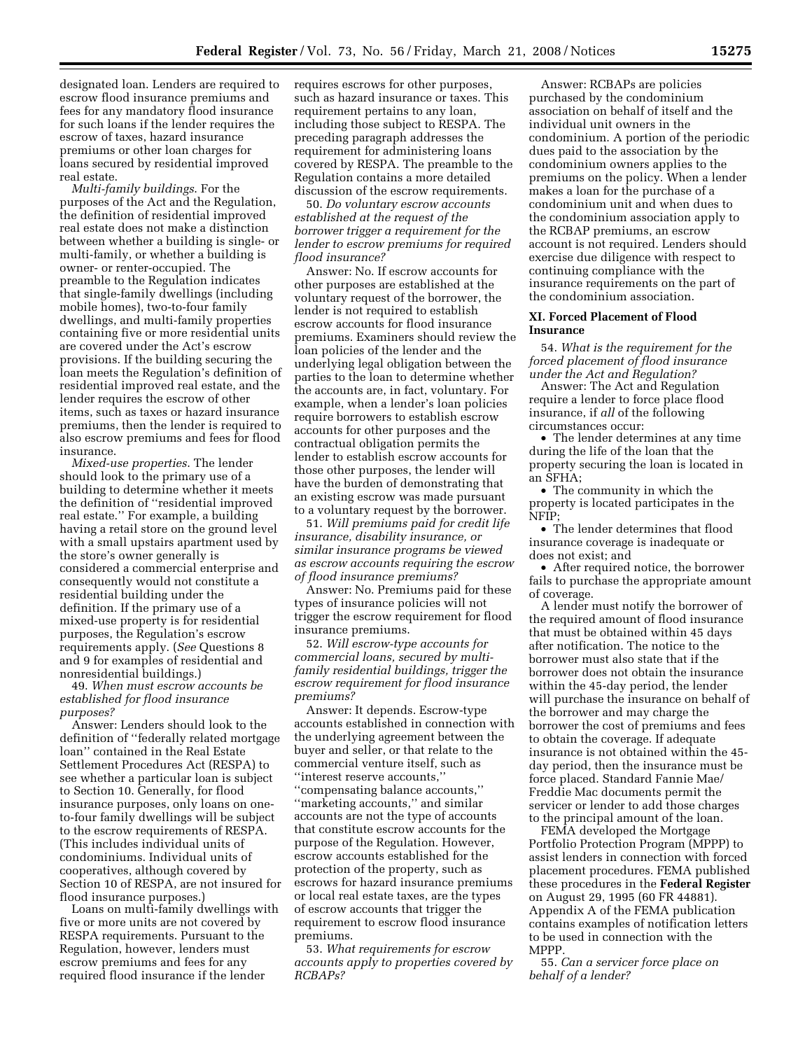designated loan. Lenders are required to escrow flood insurance premiums and fees for any mandatory flood insurance for such loans if the lender requires the escrow of taxes, hazard insurance premiums or other loan charges for loans secured by residential improved real estate.

*Multi-family buildings*. For the purposes of the Act and the Regulation, the definition of residential improved real estate does not make a distinction between whether a building is single- or multi-family, or whether a building is owner- or renter-occupied. The preamble to the Regulation indicates that single-family dwellings (including mobile homes), two-to-four family dwellings, and multi-family properties containing five or more residential units are covered under the Act's escrow provisions. If the building securing the loan meets the Regulation's definition of residential improved real estate, and the lender requires the escrow of other items, such as taxes or hazard insurance premiums, then the lender is required to also escrow premiums and fees for flood insurance.

*Mixed-use properties*. The lender should look to the primary use of a building to determine whether it meets the definition of ''residential improved real estate.'' For example, a building having a retail store on the ground level with a small upstairs apartment used by the store's owner generally is considered a commercial enterprise and consequently would not constitute a residential building under the definition. If the primary use of a mixed-use property is for residential purposes, the Regulation's escrow requirements apply. (*See* Questions 8 and 9 for examples of residential and nonresidential buildings.)

49. *When must escrow accounts be established for flood insurance purposes?*

Answer: Lenders should look to the definition of ''federally related mortgage loan'' contained in the Real Estate Settlement Procedures Act (RESPA) to see whether a particular loan is subject to Section 10. Generally, for flood insurance purposes, only loans on one-to-four family dwellings will be subject to the escrow requirements of RESPA. (This includes individual units of condominiums. Individual units of cooperatives, although covered by Section 10 of RESPA, are not insured for flood insurance purposes.)

Loans on multi-family dwellings with five or more units are not covered by RESPA requirements. Pursuant to the Regulation, however, lenders must escrow premiums and fees for any required flood insurance if the lender requires escrows for other purposes, such as hazard insurance or taxes. This requirement pertains to any loan, including those subject to RESPA. The preceding paragraph addresses the requirement for administering loans covered by RESPA. The preamble to the Regulation contains a more detailed discussion of the escrow requirements.

50. *Do voluntary escrow accounts established at the request of the borrower trigger a requirement for the lender to escrow premiums for required flood insurance?*

Answer: No. If escrow accounts for other purposes are established at the voluntary request of the borrower, the lender is not required to establish escrow accounts for flood insurance premiums. Examiners should review the loan policies of the lender and the underlying legal obligation between the parties to the loan to determine whether the accounts are, in fact, voluntary. For example, when a lender's loan policies require borrowers to establish escrow accounts for other purposes and the contractual obligation permits the lender to establish escrow accounts for those other purposes, the lender will have the burden of demonstrating that an existing escrow was made pursuant to a voluntary request by the borrower.

51. *Will premiums paid for credit life insurance, disability insurance, or similar insurance programs be viewed as escrow accounts requiring the escrow of flood insurance premiums?*

Answer: No. Premiums paid for these types of insurance policies will not trigger the escrow requirement for flood insurance premiums.

52. *Will escrow-type accounts for commercial loans, secured by multi-family residential buildings, trigger the escrow requirement for flood insurance premiums?*

Answer: It depends. Escrow-type accounts established in connection with the underlying agreement between the buyer and seller, or that relate to the commercial venture itself, such as ''interest reserve accounts,'' ''compensating balance accounts,'' ''marketing accounts,'' and similar accounts are not the type of accounts that constitute escrow accounts for the purpose of the Regulation. However, escrow accounts established for the protection of the property, such as escrows for hazard insurance premiums or local real estate taxes, are the types of escrow accounts that trigger the requirement to escrow flood insurance premiums.

53. *What requirements for escrow accounts apply to properties covered by RCBAPs?*

Answer: RCBAPs are policies purchased by the condominium association on behalf of itself and the individual unit owners in the condominium. A portion of the periodic dues paid to the association by the condominium owners applies to the premiums on the policy. When a lender makes a loan for the purchase of a condominium unit and when dues to the condominium association apply to the RCBAP premiums, an escrow account is not required. Lenders should exercise due diligence with respect to continuing compliance with the insurance requirements on the part of the condominium association.

## XI. Forced Placement of Flood Insurance

54. *What is the requirement for the forced placement of flood insurance under the Act and Regulation?*

Answer: The Act and Regulation require a lender to force place flood insurance, if *all* of the following circumstances occur:

- The lender determines at any time during the life of the loan that the property securing the loan is located in an SFHA;
- The community in which the property is located participates in the NFIP;
- The lender determines that flood insurance coverage is inadequate or does not exist; and
- After required notice, the borrower fails to purchase the appropriate amount of coverage.

A lender must notify the borrower of the required amount of flood insurance that must be obtained within 45 days after notification. The notice to the borrower must also state that if the borrower does not obtain the insurance within the 45-day period, the lender will purchase the insurance on behalf of the borrower and may charge the borrower the cost of premiums and fees to obtain the coverage. If adequate insurance is not obtained within the 45-day period, then the insurance must be force placed. Standard Fannie Mae/Freddie Mac documents permit the servicer or lender to add those charges to the principal amount of the loan.

FEMA developed the Mortgage Portfolio Protection Program (MPPP) to assist lenders in connection with forced placement procedures. FEMA published these procedures in the **Federal Register** on August 29, 1995 (60 FR 44881). Appendix A of the FEMA publication contains examples of notification letters to be used in connection with the MPPP.

55. *Can a servicer force place on behalf of a lender?*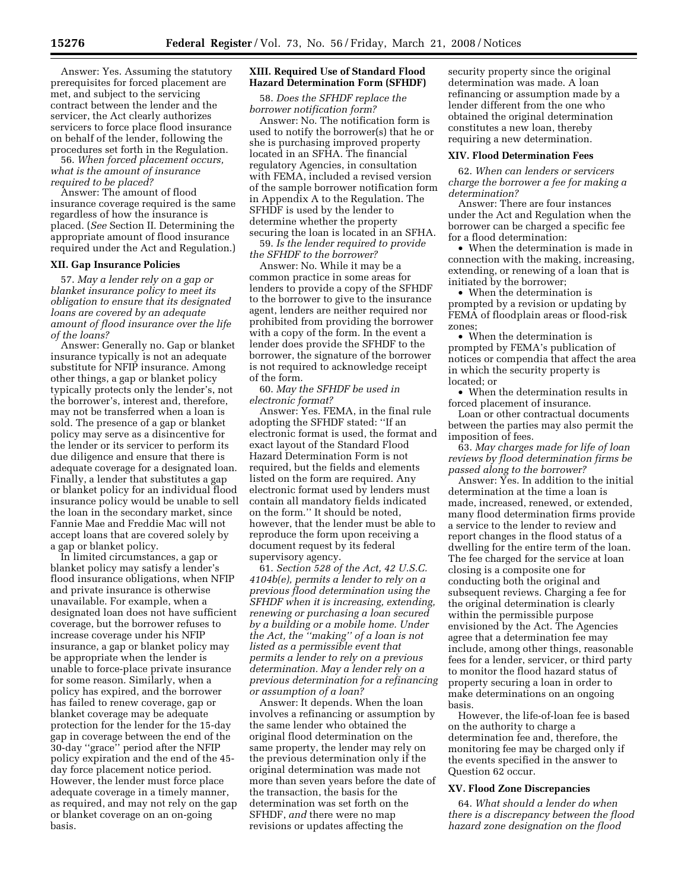Answer: Yes. Assuming the statutory prerequisites for forced placement are met, and subject to the servicing contract between the lender and the servicer, the Act clearly authorizes servicers to force place flood insurance on behalf of the lender, following the procedures set forth in the Regulation.

56. *When forced placement occurs, what is the amount of insurance required to be placed?*

Answer: The amount of flood insurance coverage required is the same regardless of how the insurance is placed. (*See* Section II. Determining the appropriate amount of flood insurance required under the Act and Regulation.)

### XII. Gap Insurance Policies

57. *May a lender rely on a gap or blanket insurance policy to meet its obligation to ensure that its designated loans are covered by an adequate amount of flood insurance over the life of the loans?*

Answer: Generally no. Gap or blanket insurance typically is not an adequate substitute for NFIP insurance. Among other things, a gap or blanket policy typically protects only the lender's, not the borrower's, interest and, therefore, may not be transferred when a loan is sold. The presence of a gap or blanket policy may serve as a disincentive for the lender or its servicer to perform its due diligence and ensure that there is adequate coverage for a designated loan. Finally, a lender that substitutes a gap or blanket policy for an individual flood insurance policy would be unable to sell the loan in the secondary market, since Fannie Mae and Freddie Mac will not accept loans that are covered solely by a gap or blanket policy.

In limited circumstances, a gap or blanket policy may satisfy a lender's flood insurance obligations, when NFIP and private insurance is otherwise unavailable. For example, when a designated loan does not have sufficient coverage, but the borrower refuses to increase coverage under his NFIP insurance, a gap or blanket policy may be appropriate when the lender is unable to force-place private insurance for some reason. Similarly, when a policy has expired, and the borrower has failed to renew coverage, gap or blanket coverage may be adequate protection for the lender for the 15-day gap in coverage between the end of the 30-day "grace" period after the NFIP policy expiration and the end of the 45-day force placement notice period. However, the lender must force place adequate coverage in a timely manner, as required, and may not rely on the gap or blanket coverage on an on-going basis.

### XIII. Required Use of Standard Flood Hazard Determination Form (SFHDF)

58. *Does the SFHDF replace the borrower notification form?*

Answer: No. The notification form is used to notify the borrower(s) that he or she is purchasing improved property located in an SFHA. The financial regulatory Agencies, in consultation with FEMA, included a revised version of the sample borrower notification form in Appendix A to the Regulation. The SFHDF is used by the lender to determine whether the property securing the loan is located in an SFHA.

59. *Is the lender required to provide the SFHDF to the borrower?*

Answer: No. While it may be a common practice in some areas for lenders to provide a copy of the SFHDF to the borrower to give to the insurance agent, lenders are neither required nor prohibited from providing the borrower with a copy of the form. In the event a lender does provide the SFHDF to the borrower, the signature of the borrower is not required to acknowledge receipt of the form.

60. *May the SFHDF be used in electronic format?*

Answer: Yes. FEMA, in the final rule adopting the SFHDF stated: "If an electronic format is used, the format and exact layout of the Standard Flood Hazard Determination Form is not required, but the fields and elements listed on the form are required. Any electronic format used by lenders must contain all mandatory fields indicated on the form." It should be noted, however, that the lender must be able to reproduce the form upon receiving a document request by its federal supervisory agency.

61. *Section 528 of the Act, 42 U.S.C. 4104b(e), permits a lender to rely on a previous flood determination using the SFHDF when it is increasing, extending, renewing or purchasing a loan secured by a building or a mobile home. Under the Act, the "making" of a loan is not listed as a permissible event that permits a lender to rely on a previous determination. May a lender rely on a previous determination for a refinancing or assumption of a loan?*

Answer: It depends. When the loan involves a refinancing or assumption by the same lender who obtained the original flood determination on the same property, the lender may rely on the previous determination only if the original determination was made not more than seven years before the date of the transaction, the basis for the determination was set forth on the SFHDF, *and* there were no map revisions or updates affecting the security property since the original determination was made. A loan refinancing or assumption made by a lender different from the one who obtained the original determination constitutes a new loan, thereby requiring a new determination.

### XIV. Flood Determination Fees

62. *When can lenders or servicers charge the borrower a fee for making a determination?*

Answer: There are four instances under the Act and Regulation when the borrower can be charged a specific fee for a flood determination:

- When the determination is made in connection with the making, increasing, extending, or renewing of a loan that is initiated by the borrower;
- When the determination is prompted by a revision or updating by FEMA of floodplain areas or flood-risk zones;
- When the determination is prompted by FEMA's publication of notices or compendia that affect the area in which the security property is located; or
- When the determination results in forced placement of insurance.

Loan or other contractual documents between the parties may also permit the imposition of fees.

63. *May charges made for life of loan reviews by flood determination firms be passed along to the borrower?*

Answer: Yes. In addition to the initial determination at the time a loan is made, increased, renewed, or extended, many flood determination firms provide a service to the lender to review and report changes in the flood status of a dwelling for the entire term of the loan. The fee charged for the service at loan closing is a composite one for conducting both the original and subsequent reviews. Charging a fee for the original determination is clearly within the permissible purpose envisioned by the Act. The Agencies agree that a determination fee may include, among other things, reasonable fees for a lender, servicer, or third party to monitor the flood hazard status of property securing a loan in order to make determinations on an ongoing basis.

However, the life-of-loan fee is based on the authority to charge a determination fee and, therefore, the monitoring fee may be charged only if the events specified in the answer to Question 62 occur.

### XV. Flood Zone Discrepancies

64. *What should a lender do when there is a discrepancy between the flood hazard zone designation on the flood*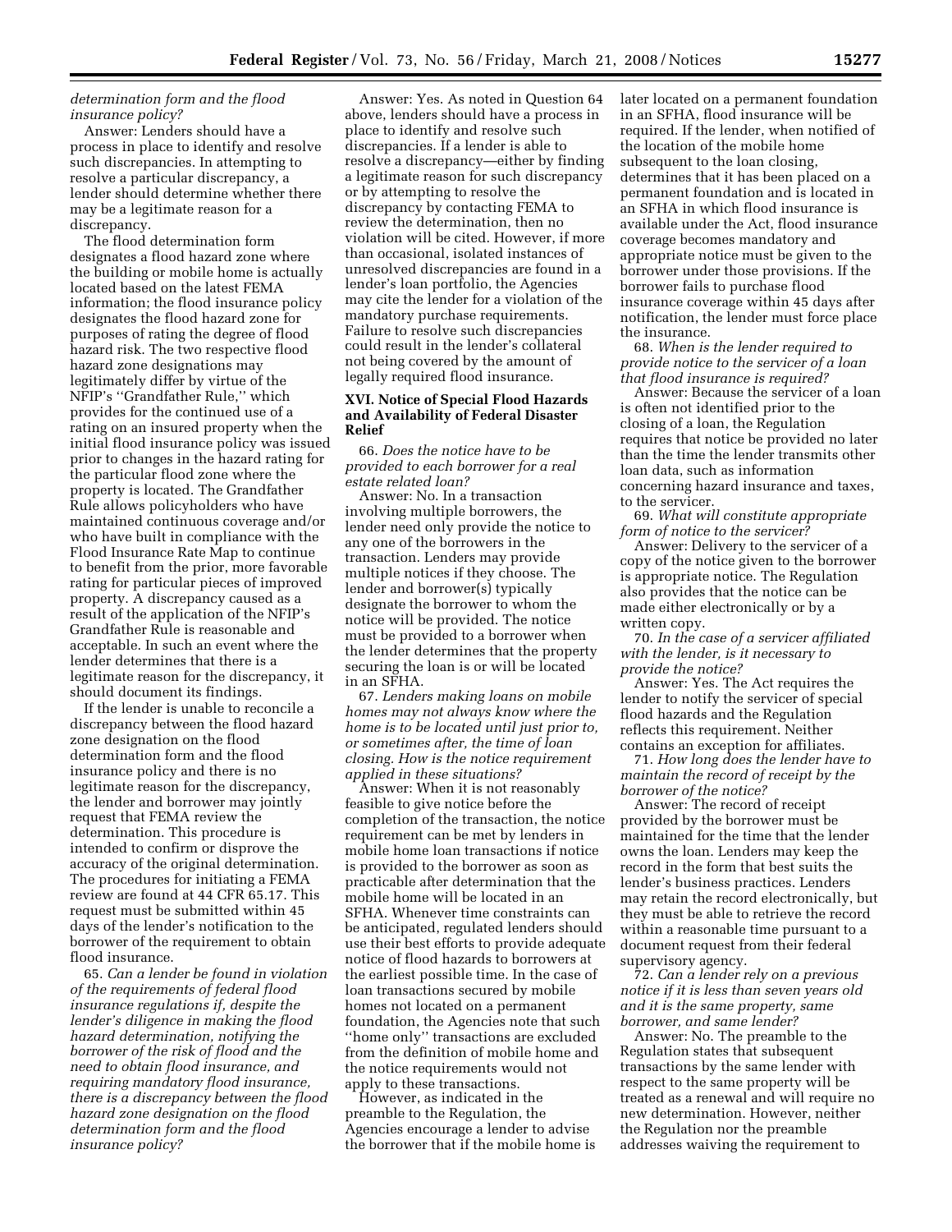*determination form and the flood insurance policy?*

Answer: Lenders should have a process in place to identify and resolve such discrepancies. In attempting to resolve a particular discrepancy, a lender should determine whether there may be a legitimate reason for a discrepancy.

The flood determination form designates a flood hazard zone where the building or mobile home is actually located based on the latest FEMA information; the flood insurance policy designates the flood hazard zone for purposes of rating the degree of flood hazard risk. The two respective flood hazard zone designations may legitimately differ by virtue of the NFIP's ''Grandfather Rule,'' which provides for the continued use of a rating on an insured property when the initial flood insurance policy was issued prior to changes in the hazard rating for the particular flood zone where the property is located. The Grandfather Rule allows policyholders who have maintained continuous coverage and/or who have built in compliance with the Flood Insurance Rate Map to continue to benefit from the prior, more favorable rating for particular pieces of improved property. A discrepancy caused as a result of the application of the NFIP's Grandfather Rule is reasonable and acceptable. In such an event where the lender determines that there is a legitimate reason for the discrepancy, it should document its findings.

If the lender is unable to reconcile a discrepancy between the flood hazard zone designation on the flood determination form and the flood insurance policy and there is no legitimate reason for the discrepancy, the lender and borrower may jointly request that FEMA review the determination. This procedure is intended to confirm or disprove the accuracy of the original determination. The procedures for initiating a FEMA review are found at 44 CFR 65.17. This request must be submitted within 45 days of the lender's notification to the borrower of the requirement to obtain flood insurance.

65. *Can a lender be found in violation of the requirements of federal flood insurance regulations if, despite the lender's diligence in making the flood hazard determination, notifying the borrower of the risk of flood and the need to obtain flood insurance, and requiring mandatory flood insurance, there is a discrepancy between the flood hazard zone designation on the flood determination form and the flood insurance policy?*

Answer: Yes. As noted in Question 64 above, lenders should have a process in place to identify and resolve such discrepancies. If a lender is able to resolve a discrepancy—either by finding a legitimate reason for such discrepancy or by attempting to resolve the discrepancy by contacting FEMA to review the determination, then no violation will be cited. However, if more than occasional, isolated instances of unresolved discrepancies are found in a lender's loan portfolio, the Agencies may cite the lender for a violation of the mandatory purchase requirements. Failure to resolve such discrepancies could result in the lender's collateral not being covered by the amount of legally required flood insurance.

## XVI. Notice of Special Flood Hazards and Availability of Federal Disaster Relief

66. *Does the notice have to be provided to each borrower for a real estate related loan?*

Answer: No. In a transaction involving multiple borrowers, the lender need only provide the notice to any one of the borrowers in the transaction. Lenders may provide multiple notices if they choose. The lender and borrower(s) typically designate the borrower to whom the notice will be provided. The notice must be provided to a borrower when the lender determines that the property securing the loan is or will be located in an SFHA.

67. *Lenders making loans on mobile homes may not always know where the home is to be located until just prior to, or sometimes after, the time of loan closing. How is the notice requirement applied in these situations?*

Answer: When it is not reasonably feasible to give notice before the completion of the transaction, the notice requirement can be met by lenders in mobile home loan transactions if notice is provided to the borrower as soon as practicable after determination that the mobile home will be located in an SFHA. Whenever time constraints can be anticipated, regulated lenders should use their best efforts to provide adequate notice of flood hazards to borrowers at the earliest possible time. In the case of loan transactions secured by mobile homes not located on a permanent foundation, the Agencies note that such ''home only'' transactions are excluded from the definition of mobile home and the notice requirements would not apply to these transactions.

However, as indicated in the preamble to the Regulation, the Agencies encourage a lender to advise the borrower that if the mobile home is later located on a permanent foundation in an SFHA, flood insurance will be required. If the lender, when notified of the location of the mobile home subsequent to the loan closing, determines that it has been placed on a permanent foundation and is located in an SFHA in which flood insurance is available under the Act, flood insurance coverage becomes mandatory and appropriate notice must be given to the borrower under those provisions. If the borrower fails to purchase flood insurance coverage within 45 days after notification, the lender must force place the insurance.

68. *When is the lender required to provide notice to the servicer of a loan that flood insurance is required?*

Answer: Because the servicer of a loan is often not identified prior to the closing of a loan, the Regulation requires that notice be provided no later than the time the lender transmits other loan data, such as information concerning hazard insurance and taxes, to the servicer.

69. *What will constitute appropriate form of notice to the servicer?*

Answer: Delivery to the servicer of a copy of the notice given to the borrower is appropriate notice. The Regulation also provides that the notice can be made either electronically or by a written copy.

70. *In the case of a servicer affiliated with the lender, is it necessary to provide the notice?*

Answer: Yes. The Act requires the lender to notify the servicer of special flood hazards and the Regulation reflects this requirement. Neither contains an exception for affiliates.

71. *How long does the lender have to maintain the record of receipt by the borrower of the notice?*

Answer: The record of receipt provided by the borrower must be maintained for the time that the lender owns the loan. Lenders may keep the record in the form that best suits the lender's business practices. Lenders may retain the record electronically, but they must be able to retrieve the record within a reasonable time pursuant to a document request from their federal supervisory agency.

72. *Can a lender rely on a previous notice if it is less than seven years old and it is the same property, same borrower, and same lender?*

Answer: No. The preamble to the Regulation states that subsequent transactions by the same lender with respect to the same property will be treated as a renewal and will require no new determination. However, neither the Regulation nor the preamble addresses waiving the requirement to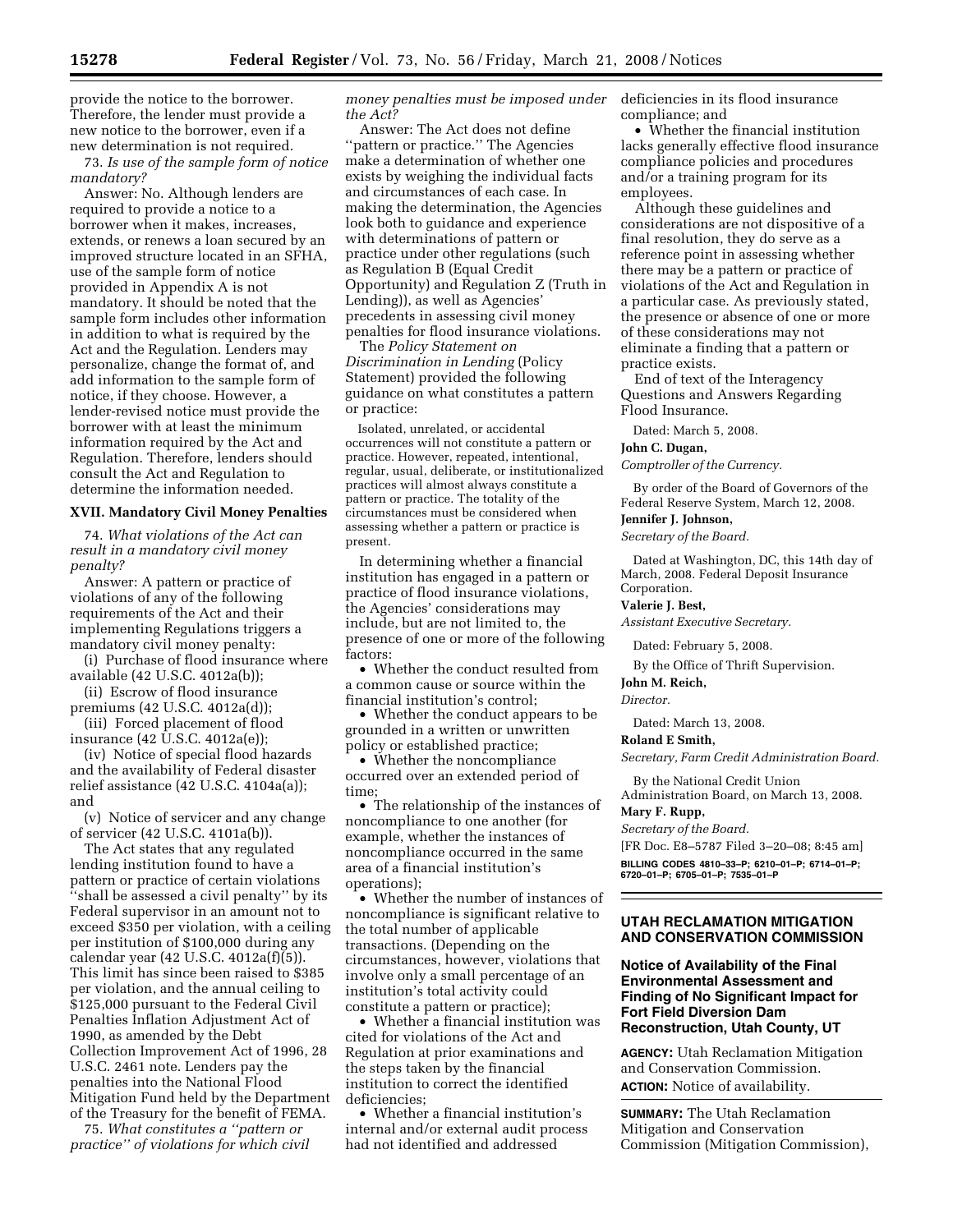provide the notice to the borrower. Therefore, the lender must provide a new notice to the borrower, even if a new determination is not required.

73. *Is use of the sample form of notice mandatory?*

Answer: No. Although lenders are required to provide a notice to a borrower when it makes, increases, extends, or renews a loan secured by an improved structure located in an SFHA, use of the sample form of notice provided in Appendix A is not mandatory. It should be noted that the sample form includes other information in addition to what is required by the Act and the Regulation. Lenders may personalize, change the format of, and add information to the sample form of notice, if they choose. However, a lender-revised notice must provide the borrower with at least the minimum information required by the Act and Regulation. Therefore, lenders should consult the Act and Regulation to determine the information needed.

### XVII. Mandatory Civil Money Penalties

74. *What violations of the Act can result in a mandatory civil money penalty?*

Answer: A pattern or practice of violations of any of the following requirements of the Act and their implementing Regulations triggers a mandatory civil money penalty:

(i) Purchase of flood insurance where available (42 U.S.C. 4012a(b));

(ii) Escrow of flood insurance premiums (42 U.S.C. 4012a(d));

(iii) Forced placement of flood insurance (42 U.S.C. 4012a(e));

(iv) Notice of special flood hazards and the availability of Federal disaster relief assistance (42 U.S.C. 4104a(a)); and

(v) Notice of servicer and any change of servicer (42 U.S.C. 4101a(b)).

The Act states that any regulated lending institution found to have a pattern or practice of certain violations "shall be assessed a civil penalty" by its Federal supervisor in an amount not to exceed $350 per violation, with a ceiling per institution of $100,000 during any calendar year (42 U.S.C. 4012a(f)(5)). This limit has since been raised to $385 per violation, and the annual ceiling to $125,000 pursuant to the Federal Civil Penalties Inflation Adjustment Act of 1990, as amended by the Debt Collection Improvement Act of 1996, 28 U.S.C. 2461 note. Lenders pay the penalties into the National Flood Mitigation Fund held by the Department of the Treasury for the benefit of FEMA.

75. *What constitutes a "pattern or practice" of violations for which civil money penalties must be imposed under the Act?*

Answer: The Act does not define "pattern or practice." The Agencies make a determination of whether one exists by weighing the individual facts and circumstances of each case. In making the determination, the Agencies look both to guidance and experience with determinations of pattern or practice under other regulations (such as Regulation B (Equal Credit Opportunity) and Regulation Z (Truth in Lending)), as well as Agencies' precedents in assessing civil money penalties for flood insurance violations.

The *Policy Statement on Discrimination in Lending* (Policy Statement) provided the following guidance on what constitutes a pattern or practice:

> Isolated, unrelated, or accidental occurrences will not constitute a pattern or practice. However, repeated, intentional, regular, usual, deliberate, or institutionalized practices will almost always constitute a pattern or practice. The totality of the circumstances must be considered when assessing whether a pattern or practice is present.

In determining whether a financial institution has engaged in a pattern or practice of flood insurance violations, the Agencies' considerations may include, but are not limited to, the presence of one or more of the following factors:

- Whether the conduct resulted from a common cause or source within the financial institution's control;
- Whether the conduct appears to be grounded in a written or unwritten policy or established practice;
- Whether the noncompliance occurred over an extended period of time;
- The relationship of the instances of noncompliance to one another (for example, whether the instances of noncompliance occurred in the same area of a financial institution's operations);
- Whether the number of instances of noncompliance is significant relative to the total number of applicable transactions. (Depending on the circumstances, however, violations that involve only a small percentage of an institution's total activity could constitute a pattern or practice);
- Whether a financial institution was cited for violations of the Act and Regulation at prior examinations and the steps taken by the financial institution to correct the identified deficiencies;
- Whether a financial institution's internal and/or external audit process had not identified and addressed deficiencies in its flood insurance compliance; and
- Whether the financial institution lacks generally effective flood insurance compliance policies and procedures and/or a training program for its employees.

Although these guidelines and considerations are not dispositive of a final resolution, they do serve as a reference point in assessing whether there may be a pattern or practice of violations of the Act and Regulation in a particular case. As previously stated, the presence or absence of one or more of these considerations may not eliminate a finding that a pattern or practice exists.

End of text of the Interagency Questions and Answers Regarding Flood Insurance.

Dated: March 5, 2008.

**John C. Dugan,**

*Comptroller of the Currency.*

By order of the Board of Governors of the Federal Reserve System, March 12, 2008.

**Jennifer J. Johnson,**

*Secretary of the Board.*

Dated at Washington, DC, this 14th day of March, 2008. Federal Deposit Insurance Corporation.

**Valerie J. Best,**

*Assistant Executive Secretary.*

Dated: February 5, 2008.

By the Office of Thrift Supervision.

**John M. Reich,**

*Director.*

Dated: March 13, 2008.

**Roland E Smith,**

*Secretary, Farm Credit Administration Board.*

By the National Credit Union Administration Board, on March 13, 2008.

**Mary F. Rupp,**

*Secretary of the Board.*

[FR Doc. E8–5787 Filed 3–20–08; 8:45 am]

**BILLING CODES 4810–33–P; 6210–01–P; 6714–01–P; 6720–01–P; 6705–01–P; 7535–01–P**

## UTAH RECLAMATION MITIGATION AND CONSERVATION COMMISSION

### Notice of Availability of the Final Environmental Assessment and Finding of No Significant Impact for Fort Field Diversion Dam Reconstruction, Utah County, UT

**AGENCY:** Utah Reclamation Mitigation and Conservation Commission.

**ACTION:** Notice of availability.

**SUMMARY:** The Utah Reclamation Mitigation and Conservation Commission (Mitigation Commission),